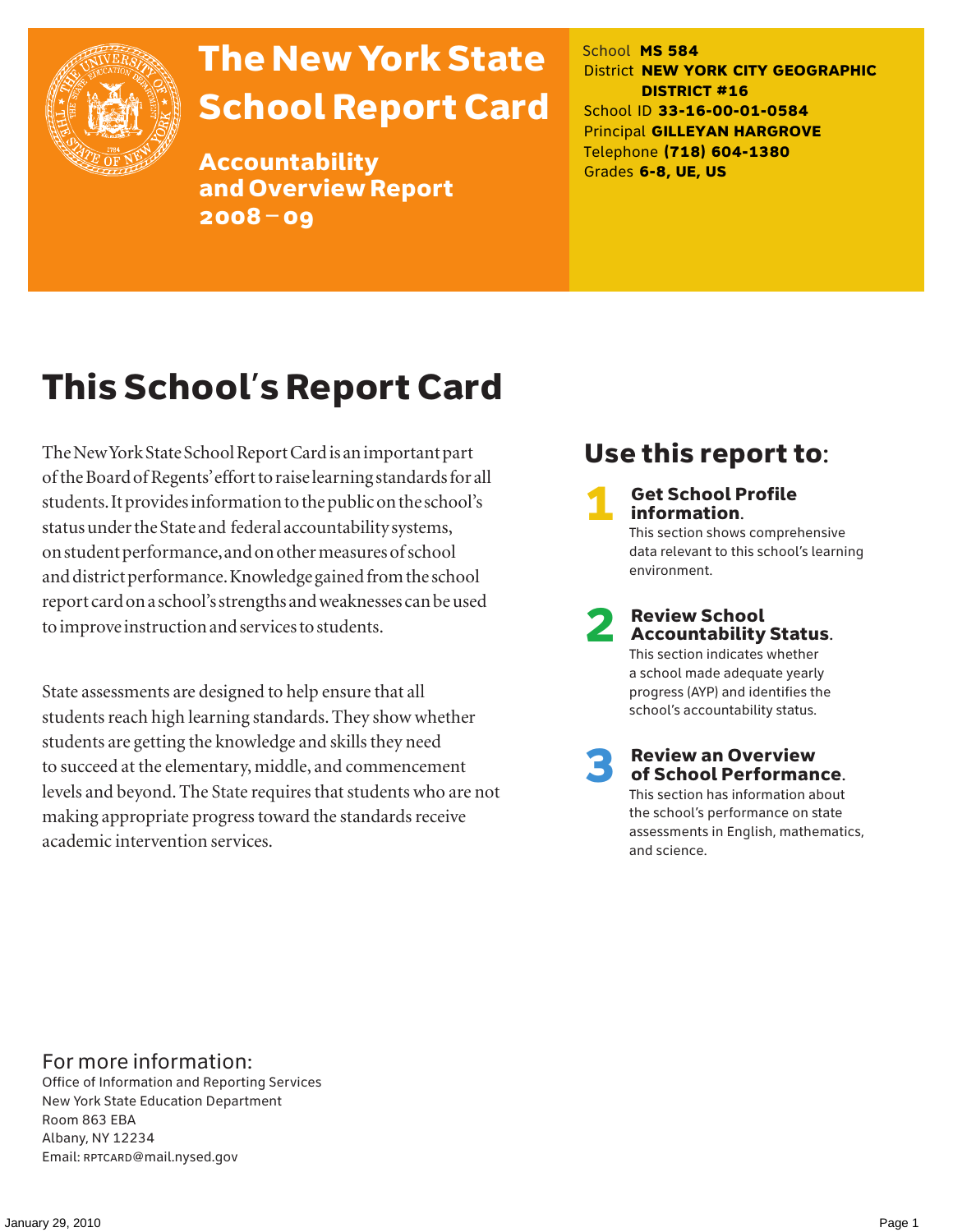# The New York State School Report Card

## Accountability and Overview Report 2008 – 09

School **MS 584**
District **NEW YORK CITY GEOGRAPHIC DISTRICT #16**
School ID **33-16-00-01-0584**
Principal **GILLEYAN HARGROVE**
Telephone **(718) 604-1380**
Grades **6-8, UE, US**

# This School's Report Card

The New York State School Report Card is an important part of the Board of Regents' effort to raise learning standards for all students. It provides information to the public on the school's status under the State and federal accountability systems, on student performance, and on other measures of school and district performance. Knowledge gained from the school report card on a school's strengths and weaknesses can be used to improve instruction and services to students.

State assessments are designed to help ensure that all students reach high learning standards. They show whether students are getting the knowledge and skills they need to succeed at the elementary, middle, and commencement levels and beyond. The State requires that students who are not making appropriate progress toward the standards receive academic intervention services.

## Use this report to:

1. **Get School Profile information.** This section shows comprehensive data relevant to this school's learning environment.

2. **Review School Accountability Status.** This section indicates whether a school made adequate yearly progress (AYP) and identifies the school's accountability status.

3. **Review an Overview of School Performance.** This section has information about the school's performance on state assessments in English, mathematics, and science.

For more information:
Office of Information and Reporting Services
New York State Education Department
Room 863 EBA
Albany, NY 12234
Email: RPTCARD@mail.nysed.gov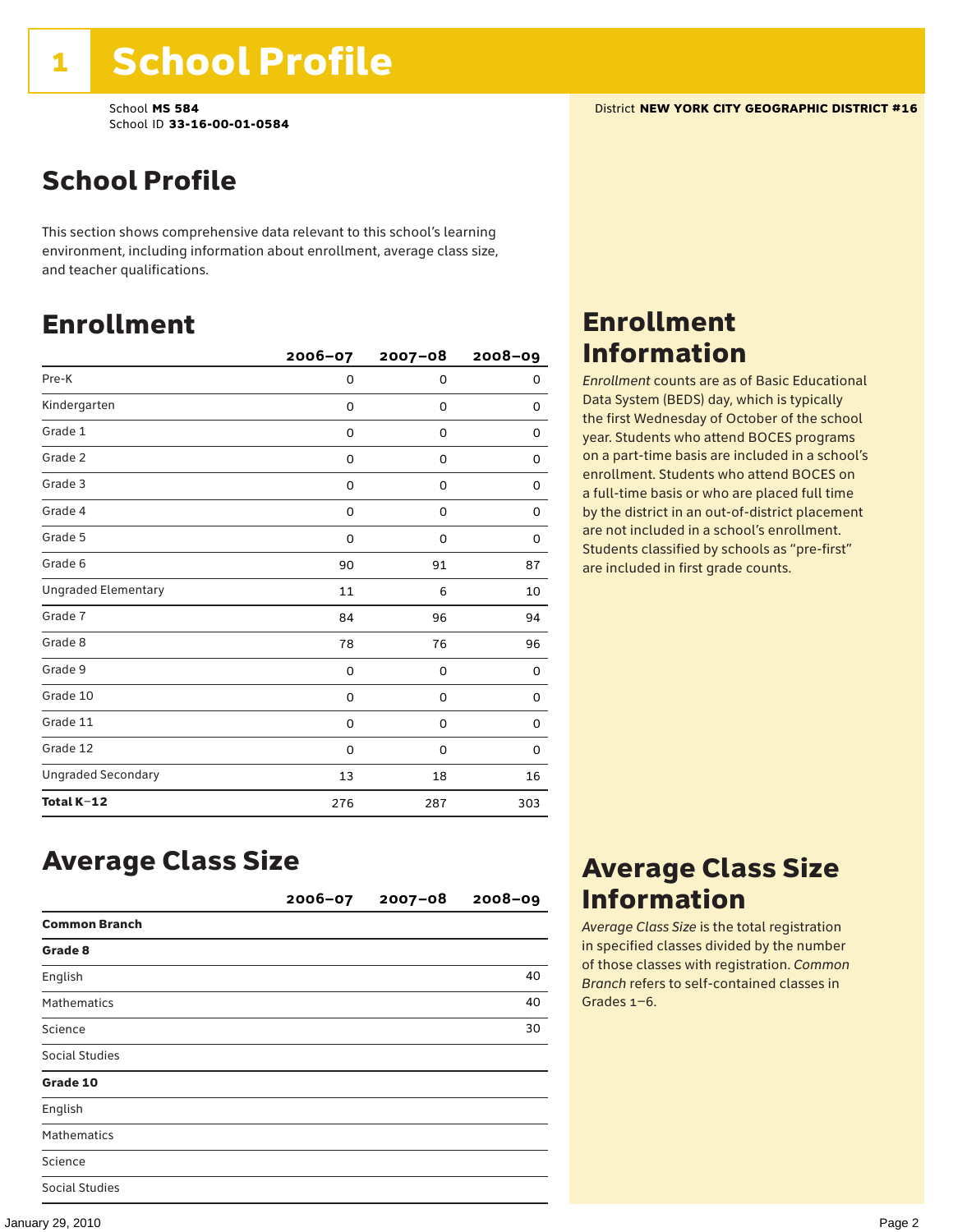# 1 School Profile

School **MS 584**
School ID **33-16-00-01-0584**

District **NEW YORK CITY GEOGRAPHIC DISTRICT #16**

## School Profile

This section shows comprehensive data relevant to this school's learning environment, including information about enrollment, average class size, and teacher qualifications.

## Enrollment

| | 2006–07 | 2007–08 | 2008–09 |
|---|---|---|---|
| Pre-K | 0 | 0 | 0 |
| Kindergarten | 0 | 0 | 0 |
| Grade 1 | 0 | 0 | 0 |
| Grade 2 | 0 | 0 | 0 |
| Grade 3 | 0 | 0 | 0 |
| Grade 4 | 0 | 0 | 0 |
| Grade 5 | 0 | 0 | 0 |
| Grade 6 | 90 | 91 | 87 |
| Ungraded Elementary | 11 | 6 | 10 |
| Grade 7 | 84 | 96 | 94 |
| Grade 8 | 78 | 76 | 96 |
| Grade 9 | 0 | 0 | 0 |
| Grade 10 | 0 | 0 | 0 |
| Grade 11 | 0 | 0 | 0 |
| Grade 12 | 0 | 0 | 0 |
| Ungraded Secondary | 13 | 18 | 16 |
| **Total K–12** | 276 | 287 | 303 |

## Enrollment Information

*Enrollment* counts are as of Basic Educational Data System (BEDS) day, which is typically the first Wednesday of October of the school year. Students who attend BOCES programs on a part-time basis are included in a school's enrollment. Students who attend BOCES on a full-time basis or who are placed full time by the district in an out-of-district placement are not included in a school's enrollment. Students classified by schools as "pre-first" are included in first grade counts.

## Average Class Size

| | 2006–07 | 2007–08 | 2008–09 |
|---|---|---|---|
| **Common Branch** | | | |
| **Grade 8** | | | |
| English | | | 40 |
| Mathematics | | | 40 |
| Science | | | 30 |
| Social Studies | | | |
| **Grade 10** | | | |
| English | | | |
| Mathematics | | | |
| Science | | | |
| Social Studies | | | |

## Average Class Size Information

*Average Class Size* is the total registration in specified classes divided by the number of those classes with registration. *Common Branch* refers to self-contained classes in Grades 1–6.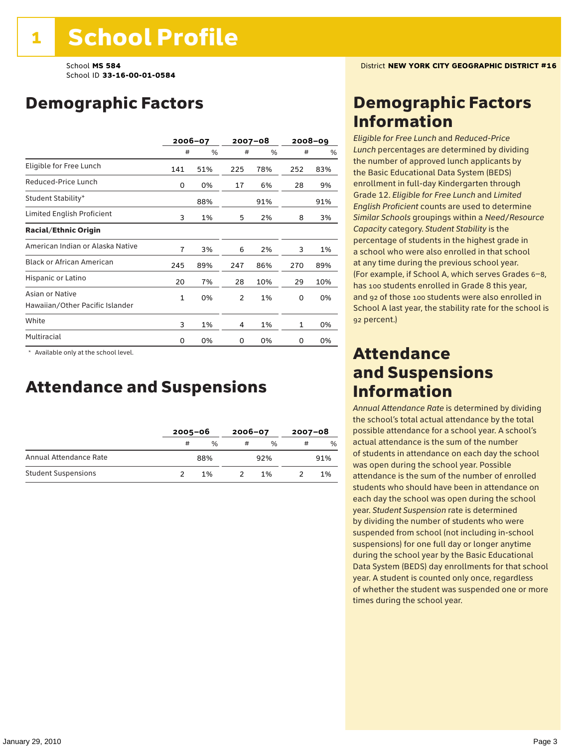# 1 School Profile

School **MS 584**
School ID **33-16-00-01-0584**

District **NEW YORK CITY GEOGRAPHIC DISTRICT #16**

## Demographic Factors

| | 2006–07 | | 2007–08 | | 2008–09 | |
|---|---|---|---|---|---|---|
| | # | % | # | % | # | % |
| Eligible for Free Lunch | 141 | 51% | 225 | 78% | 252 | 83% |
| Reduced-Price Lunch | 0 | 0% | 17 | 6% | 28 | 9% |
| Student Stability* | | 88% | | 91% | | 91% |
| Limited English Proficient | 3 | 1% | 5 | 2% | 8 | 3% |
| **Racial/Ethnic Origin** | | | | | | |
| American Indian or Alaska Native | 7 | 3% | 6 | 2% | 3 | 1% |
| Black or African American | 245 | 89% | 247 | 86% | 270 | 89% |
| Hispanic or Latino | 20 | 7% | 28 | 10% | 29 | 10% |
| Asian or Native Hawaiian/Other Pacific Islander | 1 | 0% | 2 | 1% | 0 | 0% |
| White | 3 | 1% | 4 | 1% | 1 | 0% |
| Multiracial | 0 | 0% | 0 | 0% | 0 | 0% |

* Available only at the school level.

## Attendance and Suspensions

| | 2005–06 | | 2006–07 | | 2007–08 | |
|---|---|---|---|---|---|---|
| | # | % | # | % | # | % |
| Annual Attendance Rate | | 88% | | 92% | | 91% |
| Student Suspensions | 2 | 1% | 2 | 1% | 2 | 1% |

## Demographic Factors Information

*Eligible for Free Lunch* and *Reduced-Price Lunch* percentages are determined by dividing the number of approved lunch applicants by the Basic Educational Data System (BEDS) enrollment in full-day Kindergarten through Grade 12. *Eligible for Free Lunch* and *Limited English Proficient* counts are used to determine *Similar Schools* groupings within a *Need/Resource Capacity* category. *Student Stability* is the percentage of students in the highest grade in a school who were also enrolled in that school at any time during the previous school year. (For example, if School A, which serves Grades 6–8, has 100 students enrolled in Grade 8 this year, and 92 of those 100 students were also enrolled in School A last year, the stability rate for the school is 92 percent.)

## Attendance and Suspensions Information

*Annual Attendance Rate* is determined by dividing the school's total actual attendance by the total possible attendance for a school year. A school's actual attendance is the sum of the number of students in attendance on each day the school was open during the school year. Possible attendance is the sum of the number of enrolled students who should have been in attendance on each day the school was open during the school year. *Student Suspension* rate is determined by dividing the number of students who were suspended from school (not including in-school suspensions) for one full day or longer anytime during the school year by the Basic Educational Data System (BEDS) day enrollments for that school year. A student is counted only once, regardless of whether the student was suspended one or more times during the school year.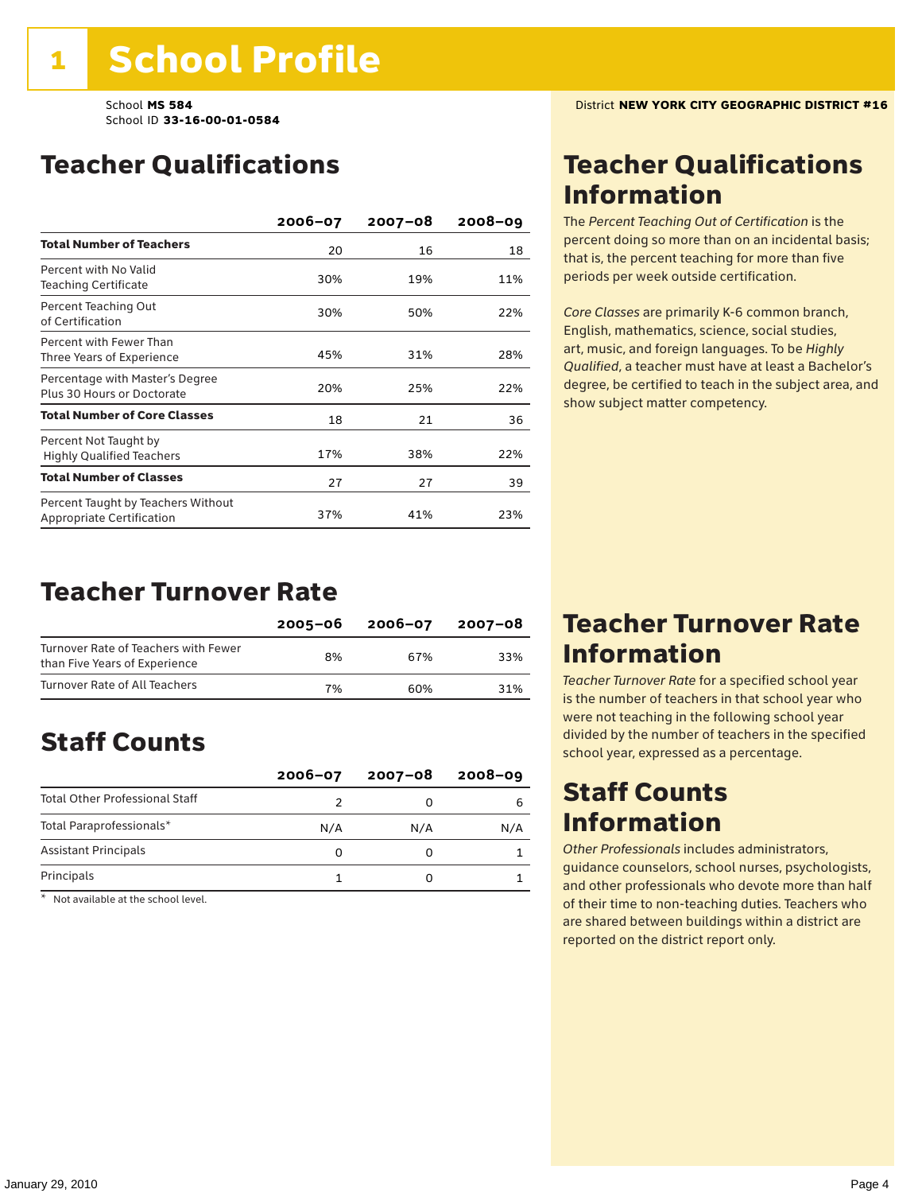# 1 School Profile

School **MS 584**
School ID **33-16-00-01-0584**

District **NEW YORK CITY GEOGRAPHIC DISTRICT #16**

## Teacher Qualifications

| | 2006–07 | 2007–08 | 2008–09 |
|---|---|---|---|
| **Total Number of Teachers** | 20 | 16 | 18 |
| Percent with No Valid Teaching Certificate | 30% | 19% | 11% |
| Percent Teaching Out of Certification | 30% | 50% | 22% |
| Percent with Fewer Than Three Years of Experience | 45% | 31% | 28% |
| Percentage with Master's Degree Plus 30 Hours or Doctorate | 20% | 25% | 22% |
| **Total Number of Core Classes** | 18 | 21 | 36 |
| Percent Not Taught by Highly Qualified Teachers | 17% | 38% | 22% |
| **Total Number of Classes** | 27 | 27 | 39 |
| Percent Taught by Teachers Without Appropriate Certification | 37% | 41% | 23% |

## Teacher Qualifications Information

The *Percent Teaching Out of Certification* is the percent doing so more than on an incidental basis; that is, the percent teaching for more than five periods per week outside certification.

*Core Classes* are primarily K-6 common branch, English, mathematics, science, social studies, art, music, and foreign languages. To be *Highly Qualified*, a teacher must have at least a Bachelor's degree, be certified to teach in the subject area, and show subject matter competency.

## Teacher Turnover Rate

| | 2005–06 | 2006–07 | 2007–08 |
|---|---|---|---|
| Turnover Rate of Teachers with Fewer than Five Years of Experience | 8% | 67% | 33% |
| Turnover Rate of All Teachers | 7% | 60% | 31% |

## Teacher Turnover Rate Information

*Teacher Turnover Rate* for a specified school year is the number of teachers in that school year who were not teaching in the following school year divided by the number of teachers in the specified school year, expressed as a percentage.

## Staff Counts

| | 2006–07 | 2007–08 | 2008–09 |
|---|---|---|---|
| Total Other Professional Staff | 2 | 0 | 6 |
| Total Paraprofessionals* | N/A | N/A | N/A |
| Assistant Principals | 0 | 0 | 1 |
| Principals | 1 | 0 | 1 |

\* Not available at the school level.

## Staff Counts Information

*Other Professionals* includes administrators, guidance counselors, school nurses, psychologists, and other professionals who devote more than half of their time to non-teaching duties. Teachers who are shared between buildings within a district are reported on the district report only.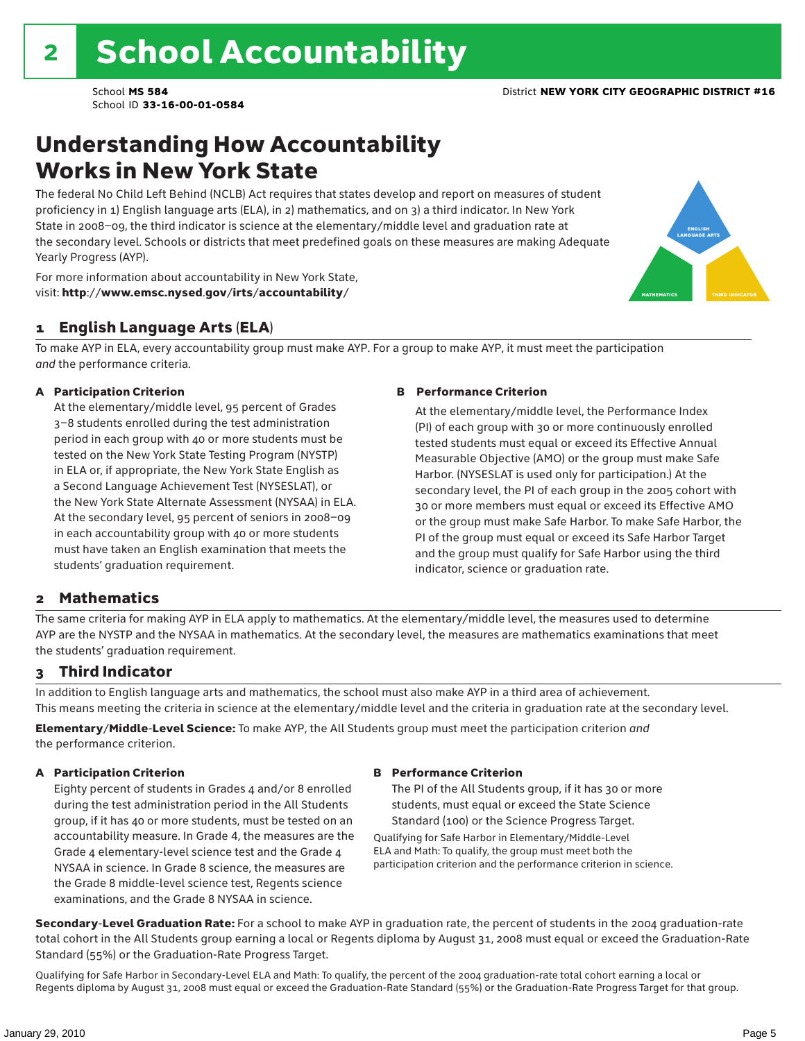# 2 School Accountability

School **MS 584**
School ID **33-16-00-01-0584**

District **NEW YORK CITY GEOGRAPHIC DISTRICT #16**

## Understanding How Accountability Works in New York State

The federal No Child Left Behind (NCLB) Act requires that states develop and report on measures of student proficiency in 1) English language arts (ELA), in 2) mathematics, and on 3) a third indicator. In New York State in 2008–09, the third indicator is science at the elementary/middle level and graduation rate at the secondary level. Schools or districts that meet predefined goals on these measures are making Adequate Yearly Progress (AYP).

For more information about accountability in New York State, visit: **http://www.emsc.nysed.gov/irts/accountability/**

ENGLISH LANGUAGE ARTS
MATHEMATICS
THIRD INDICATOR

### 1 English Language Arts (ELA)

To make AYP in ELA, every accountability group must make AYP. For a group to make AYP, it must meet the participation *and* the performance criteria.

**A Participation Criterion**

At the elementary/middle level, 95 percent of Grades 3–8 students enrolled during the test administration period in each group with 40 or more students must be tested on the New York State Testing Program (NYSTP) in ELA or, if appropriate, the New York State English as a Second Language Achievement Test (NYSESLAT), or the New York State Alternate Assessment (NYSAA) in ELA. At the secondary level, 95 percent of seniors in 2008–09 in each accountability group with 40 or more students must have taken an English examination that meets the students' graduation requirement.

**B Performance Criterion**

At the elementary/middle level, the Performance Index (PI) of each group with 30 or more continuously enrolled tested students must equal or exceed its Effective Annual Measurable Objective (AMO) or the group must make Safe Harbor. (NYSESLAT is used only for participation.) At the secondary level, the PI of each group in the 2005 cohort with 30 or more members must equal or exceed its Effective AMO or the group must make Safe Harbor. To make Safe Harbor, the PI of the group must equal or exceed its Safe Harbor Target and the group must qualify for Safe Harbor using the third indicator, science or graduation rate.

### 2 Mathematics

The same criteria for making AYP in ELA apply to mathematics. At the elementary/middle level, the measures used to determine AYP are the NYSTP and the NYSAA in mathematics. At the secondary level, the measures are mathematics examinations that meet the students' graduation requirement.

### 3 Third Indicator

In addition to English language arts and mathematics, the school must also make AYP in a third area of achievement. This means meeting the criteria in science at the elementary/middle level and the criteria in graduation rate at the secondary level.

**Elementary/Middle-Level Science:** To make AYP, the All Students group must meet the participation criterion *and* the performance criterion.

**A Participation Criterion**

Eighty percent of students in Grades 4 and/or 8 enrolled during the test administration period in the All Students group, if it has 40 or more students, must be tested on an accountability measure. In Grade 4, the measures are the Grade 4 elementary-level science test and the Grade 4 NYSAA in science. In Grade 8 science, the measures are the Grade 8 middle-level science test, Regents science examinations, and the Grade 8 NYSAA in science.

**B Performance Criterion**

The PI of the All Students group, if it has 30 or more students, must equal or exceed the State Science Standard (100) or the Science Progress Target.

Qualifying for Safe Harbor in Elementary/Middle-Level ELA and Math: To qualify, the group must meet both the participation criterion and the performance criterion in science.

**Secondary-Level Graduation Rate:** For a school to make AYP in graduation rate, the percent of students in the 2004 graduation-rate total cohort in the All Students group earning a local or Regents diploma by August 31, 2008 must equal or exceed the Graduation-Rate Standard (55%) or the Graduation-Rate Progress Target.

Qualifying for Safe Harbor in Secondary-Level ELA and Math: To qualify, the percent of the 2004 graduation-rate total cohort earning a local or Regents diploma by August 31, 2008 must equal or exceed the Graduation-Rate Standard (55%) or the Graduation-Rate Progress Target for that group.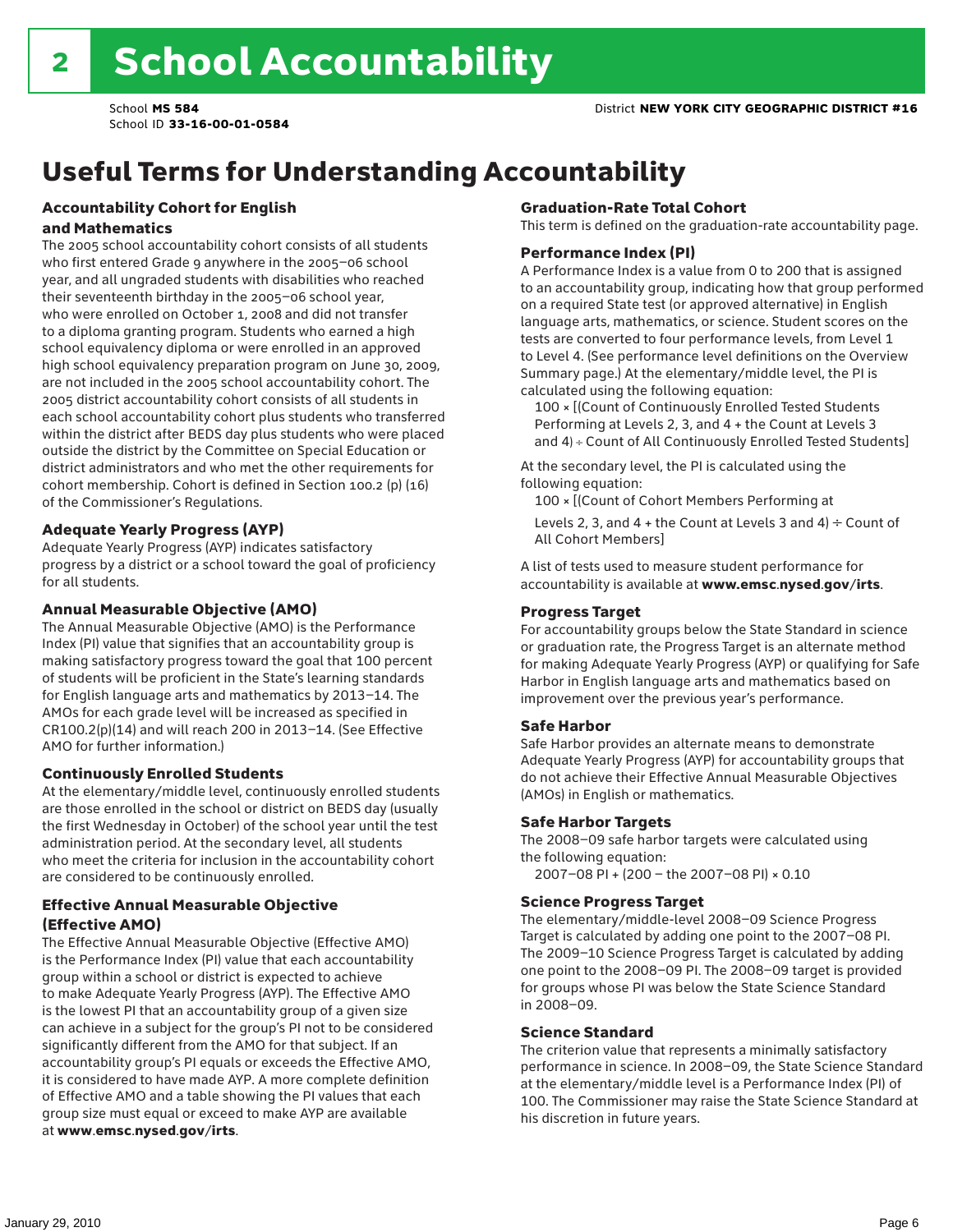# 2 School Accountability

School **MS 584**
School ID **33-16-00-01-0584**

District **NEW YORK CITY GEOGRAPHIC DISTRICT #16**

## Useful Terms for Understanding Accountability

### Accountability Cohort for English and Mathematics

The 2005 school accountability cohort consists of all students who first entered Grade 9 anywhere in the 2005–06 school year, and all ungraded students with disabilities who reached their seventeenth birthday in the 2005–06 school year, who were enrolled on October 1, 2008 and did not transfer to a diploma granting program. Students who earned a high school equivalency diploma or were enrolled in an approved high school equivalency preparation program on June 30, 2009, are not included in the 2005 school accountability cohort. The 2005 district accountability cohort consists of all students in each school accountability cohort plus students who transferred within the district after BEDS day plus students who were placed outside the district by the Committee on Special Education or district administrators and who met the other requirements for cohort membership. Cohort is defined in Section 100.2 (p) (16) of the Commissioner's Regulations.

### Adequate Yearly Progress (AYP)

Adequate Yearly Progress (AYP) indicates satisfactory progress by a district or a school toward the goal of proficiency for all students.

### Annual Measurable Objective (AMO)

The Annual Measurable Objective (AMO) is the Performance Index (PI) value that signifies that an accountability group is making satisfactory progress toward the goal that 100 percent of students will be proficient in the State's learning standards for English language arts and mathematics by 2013–14. The AMOs for each grade level will be increased as specified in CR100.2(p)(14) and will reach 200 in 2013–14. (See Effective AMO for further information.)

### Continuously Enrolled Students

At the elementary/middle level, continuously enrolled students are those enrolled in the school or district on BEDS day (usually the first Wednesday in October) of the school year until the test administration period. At the secondary level, all students who meet the criteria for inclusion in the accountability cohort are considered to be continuously enrolled.

### Effective Annual Measurable Objective (Effective AMO)

The Effective Annual Measurable Objective (Effective AMO) is the Performance Index (PI) value that each accountability group within a school or district is expected to achieve to make Adequate Yearly Progress (AYP). The Effective AMO is the lowest PI that an accountability group of a given size can achieve in a subject for the group's PI not to be considered significantly different from the AMO for that subject. If an accountability group's PI equals or exceeds the Effective AMO, it is considered to have made AYP. A more complete definition of Effective AMO and a table showing the PI values that each group size must equal or exceed to make AYP are available at **www.emsc.nysed.gov/irts**.

### Graduation-Rate Total Cohort

This term is defined on the graduation-rate accountability page.

### Performance Index (PI)

A Performance Index is a value from 0 to 200 that is assigned to an accountability group, indicating how that group performed on a required State test (or approved alternative) in English language arts, mathematics, or science. Student scores on the tests are converted to four performance levels, from Level 1 to Level 4. (See performance level definitions on the Overview Summary page.) At the elementary/middle level, the PI is calculated using the following equation:

100 × [(Count of Continuously Enrolled Tested Students Performing at Levels 2, 3, and 4 + the Count at Levels 3 and 4) ÷ Count of All Continuously Enrolled Tested Students]

At the secondary level, the PI is calculated using the following equation:

100 × [(Count of Cohort Members Performing at Levels 2, 3, and 4 + the Count at Levels 3 and 4) ÷ Count of All Cohort Members]

A list of tests used to measure student performance for accountability is available at **www.emsc.nysed.gov/irts**.

### Progress Target

For accountability groups below the State Standard in science or graduation rate, the Progress Target is an alternate method for making Adequate Yearly Progress (AYP) or qualifying for Safe Harbor in English language arts and mathematics based on improvement over the previous year's performance.

### Safe Harbor

Safe Harbor provides an alternate means to demonstrate Adequate Yearly Progress (AYP) for accountability groups that do not achieve their Effective Annual Measurable Objectives (AMOs) in English or mathematics.

### Safe Harbor Targets

The 2008–09 safe harbor targets were calculated using the following equation:

2007–08 PI + (200 – the 2007–08 PI) × 0.10

### Science Progress Target

The elementary/middle-level 2008–09 Science Progress Target is calculated by adding one point to the 2007–08 PI. The 2009–10 Science Progress Target is calculated by adding one point to the 2008–09 PI. The 2008–09 target is provided for groups whose PI was below the State Science Standard in 2008–09.

### Science Standard

The criterion value that represents a minimally satisfactory performance in science. In 2008–09, the State Science Standard at the elementary/middle level is a Performance Index (PI) of 100. The Commissioner may raise the State Science Standard at his discretion in future years.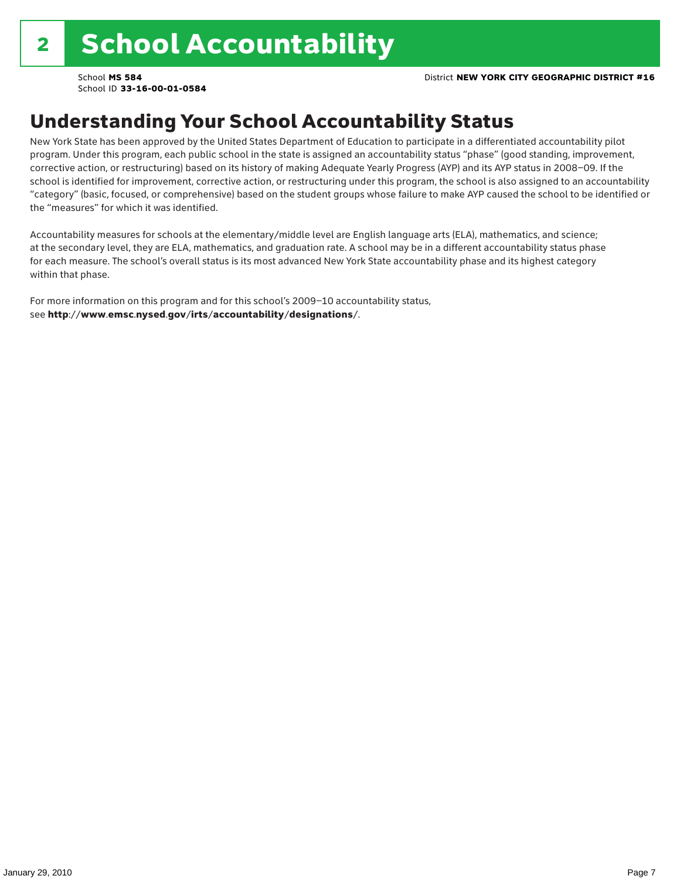# 2 School Accountability

School **MS 584**
School ID **33-16-00-01-0584**

District **NEW YORK CITY GEOGRAPHIC DISTRICT #16**

## Understanding Your School Accountability Status

New York State has been approved by the United States Department of Education to participate in a differentiated accountability pilot program. Under this program, each public school in the state is assigned an accountability status "phase" (good standing, improvement, corrective action, or restructuring) based on its history of making Adequate Yearly Progress (AYP) and its AYP status in 2008–09. If the school is identified for improvement, corrective action, or restructuring under this program, the school is also assigned to an accountability "category" (basic, focused, or comprehensive) based on the student groups whose failure to make AYP caused the school to be identified or the "measures" for which it was identified.

Accountability measures for schools at the elementary/middle level are English language arts (ELA), mathematics, and science; at the secondary level, they are ELA, mathematics, and graduation rate. A school may be in a different accountability status phase for each measure. The school's overall status is its most advanced New York State accountability phase and its highest category within that phase.

For more information on this program and for this school's 2009–10 accountability status, see **http://www.emsc.nysed.gov/irts/accountability/designations/**.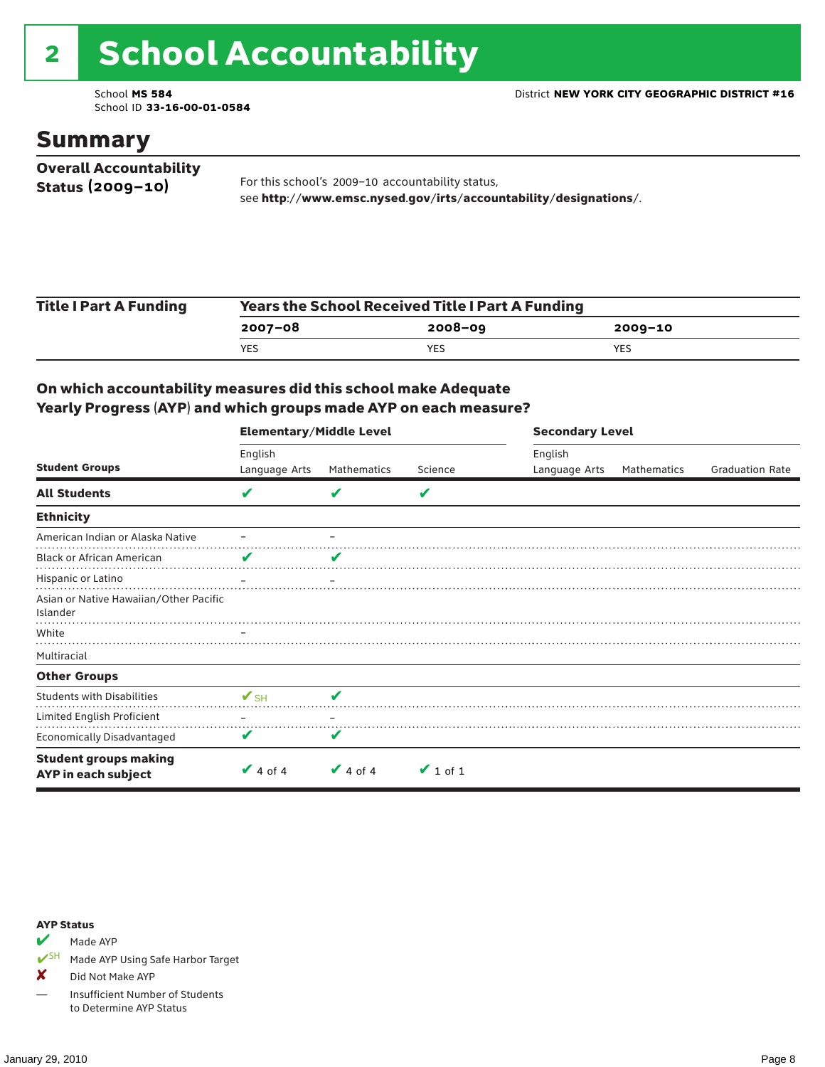# 2 School Accountability

School **MS 584**
School ID **33-16-00-01-0584**

District **NEW YORK CITY GEOGRAPHIC DISTRICT #16**

## Summary

**Overall Accountability Status (2009–10)**

For this school's 2009–10 accountability status, see **http://www.emsc.nysed.gov/irts/accountability/designations/**.

**Title I Part A Funding**

| Years the School Received Title I Part A Funding | | |
|---|---|---|
| **2007–08** | **2008–09** | **2009–10** |
| YES | YES | YES |

### On which accountability measures did this school make Adequate Yearly Progress (AYP) and which groups made AYP on each measure?

| | Elementary/Middle Level | | | Secondary Level | | |
|---|---|---|---|---|---|---|
| **Student Groups** | English Language Arts | Mathematics | Science | English Language Arts | Mathematics | Graduation Rate |
| **All Students** | ✔ | ✔ | ✔ | | | |
| **Ethnicity** | | | | | | |
| American Indian or Alaska Native | – | – | | | | |
| Black or African American | ✔ | ✔ | | | | |
| Hispanic or Latino | – | – | | | | |
| Asian or Native Hawaiian/Other Pacific Islander | | | | | | |
| White | – | | | | | |
| Multiracial | | | | | | |
| **Other Groups** | | | | | | |
| Students with Disabilities | ✔SH | ✔ | | | | |
| Limited English Proficient | – | – | | | | |
| Economically Disadvantaged | ✔ | ✔ | | | | |
| **Student groups making AYP in each subject** | ✔ 4 of 4 | ✔ 4 of 4 | ✔ 1 of 1 | | | |

**AYP Status**

- ✔ Made AYP
- ✔SH Made AYP Using Safe Harbor Target
- ✘ Did Not Make AYP
- — Insufficient Number of Students to Determine AYP Status

January 29, 2010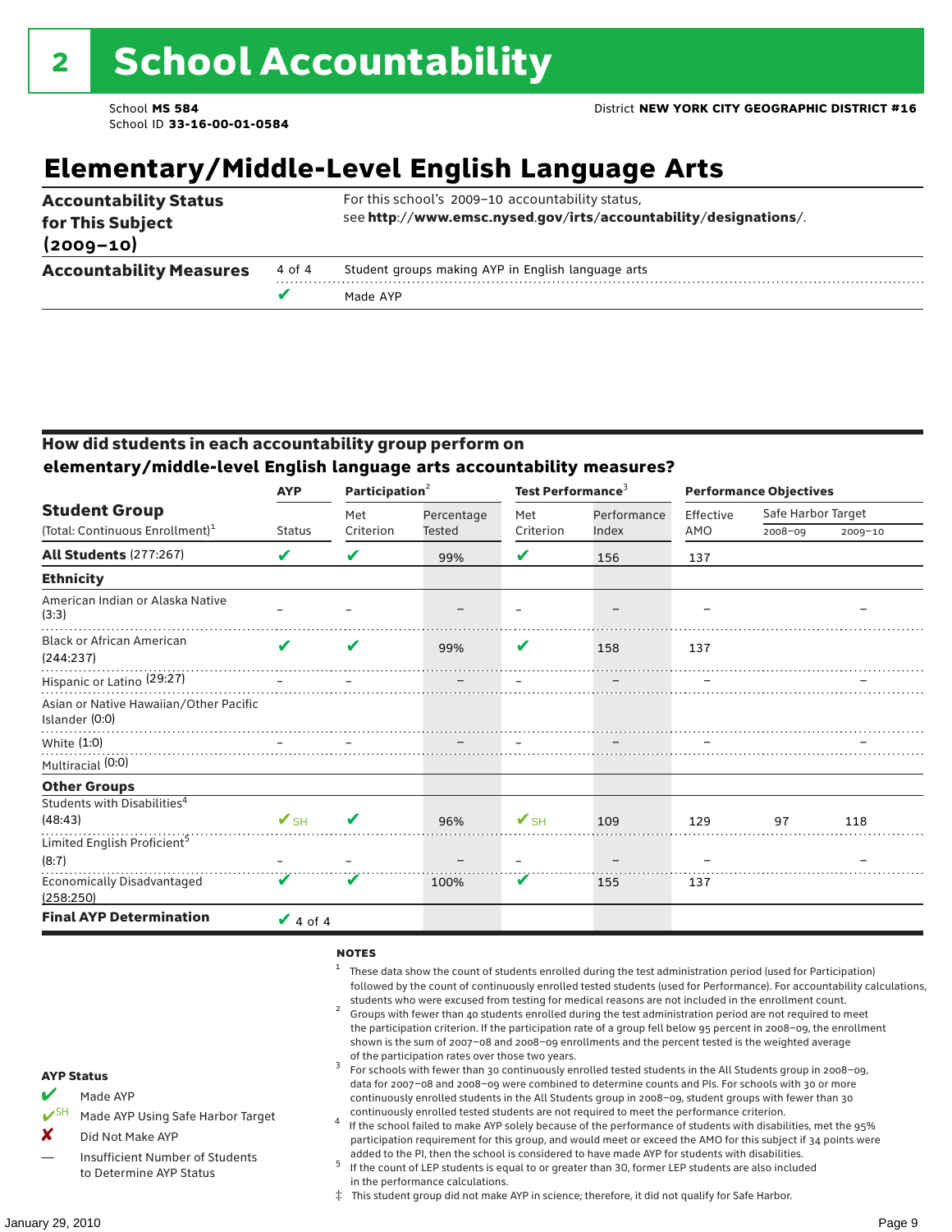# 2 School Accountability

School **MS 584**
School ID **33-16-00-01-0584**

District **NEW YORK CITY GEOGRAPHIC DISTRICT #16**

## Elementary/Middle-Level English Language Arts

| | | |
|---|---|---|
| **Accountability Status for This Subject (2009–10)** | | For this school's 2009–10 accountability status, see **http://www.emsc.nysed.gov/irts/accountability/designations/**. |
| **Accountability Measures** | 4 of 4 | Student groups making AYP in English language arts |
| | ✔ | Made AYP |

### How did students in each accountability group perform on elementary/middle-level English language arts accountability measures?

| Student Group (Total: Continuous Enrollment)[1] | AYP Status | Participation[2] Met Criterion | Participation[2] Percentage Tested | Test Performance[3] Met Criterion | Test Performance[3] Performance Index | Performance Objectives Effective AMO | Safe Harbor Target 2008–09 | Safe Harbor Target 2009–10 |
|---|---|---|---|---|---|---|---|---|
| **All Students** (277:267) | ✔ | ✔ | 99% | ✔ | 156 | 137 | | |
| **Ethnicity** | | | | | | | | |
| American Indian or Alaska Native (3:3) | – | – | – | – | – | – | | – |
| Black or African American (244:237) | ✔ | ✔ | 99% | ✔ | 158 | 137 | | |
| Hispanic or Latino (29:27) | – | – | – | – | – | – | | – |
| Asian or Native Hawaiian/Other Pacific Islander (0:0) | | | | | | | | |
| White (1:0) | – | – | – | – | – | – | | – |
| Multiracial (0:0) | | | | | | | | |
| **Other Groups** | | | | | | | | |
| Students with Disabilities[4] (48:43) | ✔SH | ✔ | 96% | ✔SH | 109 | 129 | 97 | 118 |
| Limited English Proficient[5] (8:7) | – | – | – | – | – | – | | – |
| Economically Disadvantaged (258:250) | ✔ | ✔ | 100% | ✔ | 155 | 137 | | |
| **Final AYP Determination** | ✔ 4 of 4 | | | | | | | |

**AYP Status**

- ✔ Made AYP
- ✔SH Made AYP Using Safe Harbor Target
- ✘ Did Not Make AYP
- — Insufficient Number of Students to Determine AYP Status

**NOTES**

1. These data show the count of students enrolled during the test administration period (used for Participation) followed by the count of continuously enrolled tested students (used for Performance). For accountability calculations, students who were excused from testing for medical reasons are not included in the enrollment count.
2. Groups with fewer than 40 students enrolled during the test administration period are not required to meet the participation criterion. If the participation rate of a group fell below 95 percent in 2008–09, the enrollment shown is the sum of 2007–08 and 2008–09 enrollments and the percent tested is the weighted average of the participation rates over those two years.
3. For schools with fewer than 30 continuously enrolled tested students in the All Students group in 2008–09, data for 2007–08 and 2008–09 were combined to determine counts and PIs. For schools with 30 or more continuously enrolled students in the All Students group in 2008–09, student groups with fewer than 30 continuously enrolled tested students are not required to meet the performance criterion.
4. If the school failed to make AYP solely because of the performance of students with disabilities, met the 95% participation requirement for this group, and would meet or exceed the AMO for this subject if 34 points were added to the PI, then the school is considered to have made AYP for students with disabilities.
5. If the count of LEP students is equal to or greater than 30, former LEP students are also included in the performance calculations.

‡ This student group did not make AYP in science; therefore, it did not qualify for Safe Harbor.

January 29, 2010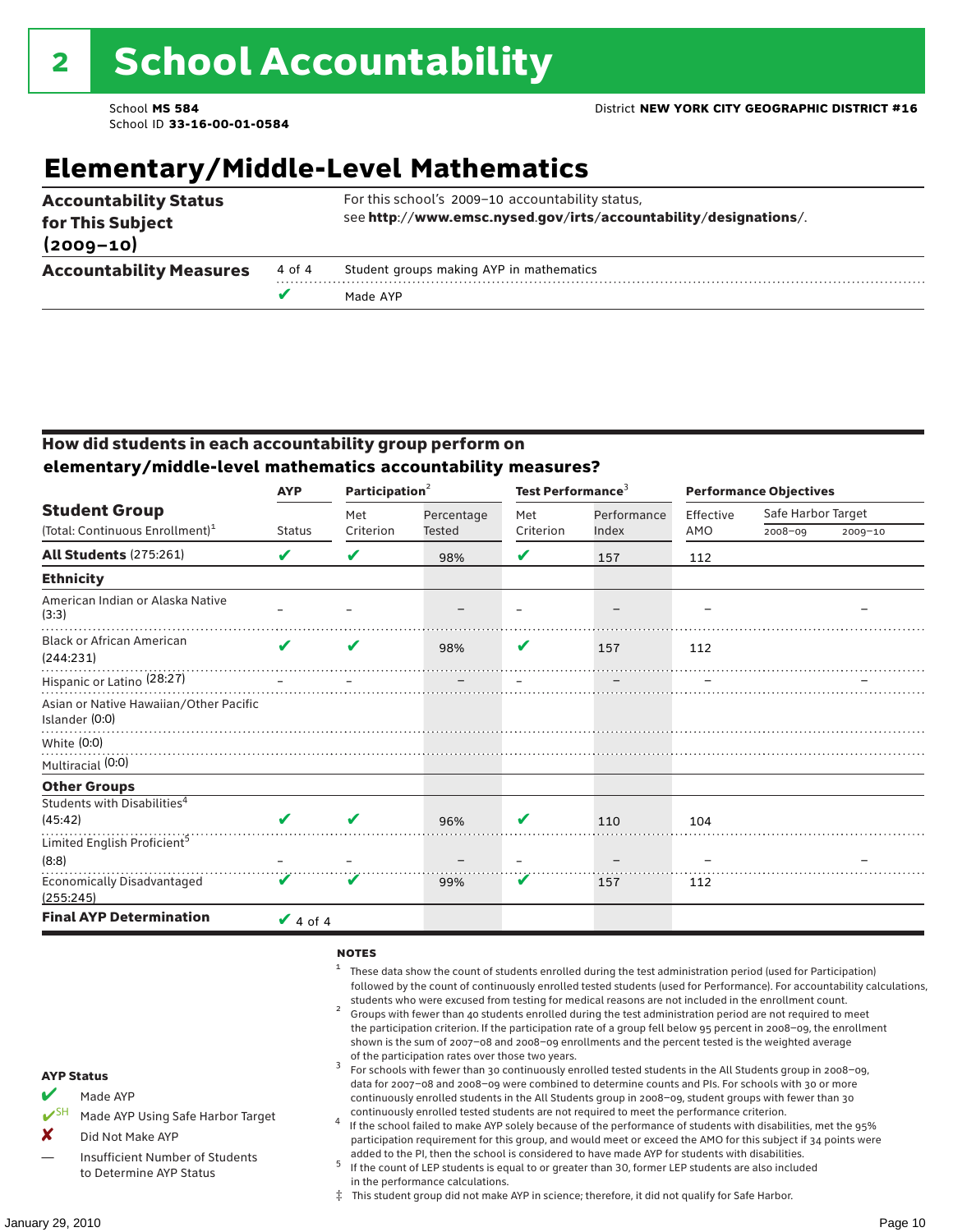# 2 School Accountability

School **MS 584**
School ID **33-16-00-01-0584**

District **NEW YORK CITY GEOGRAPHIC DISTRICT #16**

## Elementary/Middle-Level Mathematics

| | | |
|---|---|---|
| **Accountability Status for This Subject (2009–10)** | | For this school's 2009–10 accountability status, see **http://www.emsc.nysed.gov/irts/accountability/designations/**. |
| **Accountability Measures** | 4 of 4 | Student groups making AYP in mathematics |
| | ✔ | Made AYP |

### How did students in each accountability group perform on elementary/middle-level mathematics accountability measures?

| Student Group (Total: Continuous Enrollment)[1] | AYP Status | Participation[2] Met Criterion | Participation[2] Percentage Tested | Test Performance[3] Met Criterion | Test Performance[3] Performance Index | Performance Objectives Effective AMO | Safe Harbor Target 2008–09 | Safe Harbor Target 2009–10 |
|---|---|---|---|---|---|---|---|---|
| **All Students** (275:261) | ✔ | ✔ | 98% | ✔ | 157 | 112 | | |
| **Ethnicity** | | | | | | | | |
| American Indian or Alaska Native (3:3) | – | – | – | – | – | – | | – |
| Black or African American (244:231) | ✔ | ✔ | 98% | ✔ | 157 | 112 | | |
| Hispanic or Latino (28:27) | – | – | – | – | – | – | | – |
| Asian or Native Hawaiian/Other Pacific Islander (0:0) | | | | | | | | |
| White (0:0) | | | | | | | | |
| Multiracial (0:0) | | | | | | | | |
| **Other Groups** | | | | | | | | |
| Students with Disabilities[4] (45:42) | ✔ | ✔ | 96% | ✔ | 110 | 104 | | |
| Limited English Proficient[5] (8:8) | – | – | – | – | – | – | | – |
| Economically Disadvantaged (255:245) | ✔ | ✔ | 99% | ✔ | 157 | 112 | | |
| **Final AYP Determination** | ✔ 4 of 4 | | | | | | | |

**AYP Status**

- ✔ Made AYP
- ✔SH Made AYP Using Safe Harbor Target
- ✘ Did Not Make AYP
- — Insufficient Number of Students to Determine AYP Status

**NOTES**

1. These data show the count of students enrolled during the test administration period (used for Participation) followed by the count of continuously enrolled tested students (used for Performance). For accountability calculations, students who were excused from testing for medical reasons are not included in the enrollment count.
2. Groups with fewer than 40 students enrolled during the test administration period are not required to meet the participation criterion. If the participation rate of a group fell below 95 percent in 2008–09, the enrollment shown is the sum of 2007–08 and 2008–09 enrollments and the percent tested is the weighted average of the participation rates over those two years.
3. For schools with fewer than 30 continuously enrolled tested students in the All Students group in 2008–09, data for 2007–08 and 2008–09 were combined to determine counts and PIs. For schools with 30 or more continuously enrolled students in the All Students group in 2008–09, student groups with fewer than 30 continuously enrolled tested students are not required to meet the performance criterion.
4. If the school failed to make AYP solely because of the performance of students with disabilities, met the 95% participation requirement for this group, and would meet or exceed the AMO for this subject if 34 points were added to the PI, then the school is considered to have made AYP for students with disabilities.
5. If the count of LEP students is equal to or greater than 30, former LEP students are also included in the performance calculations.

‡ This student group did not make AYP in science; therefore, it did not qualify for Safe Harbor.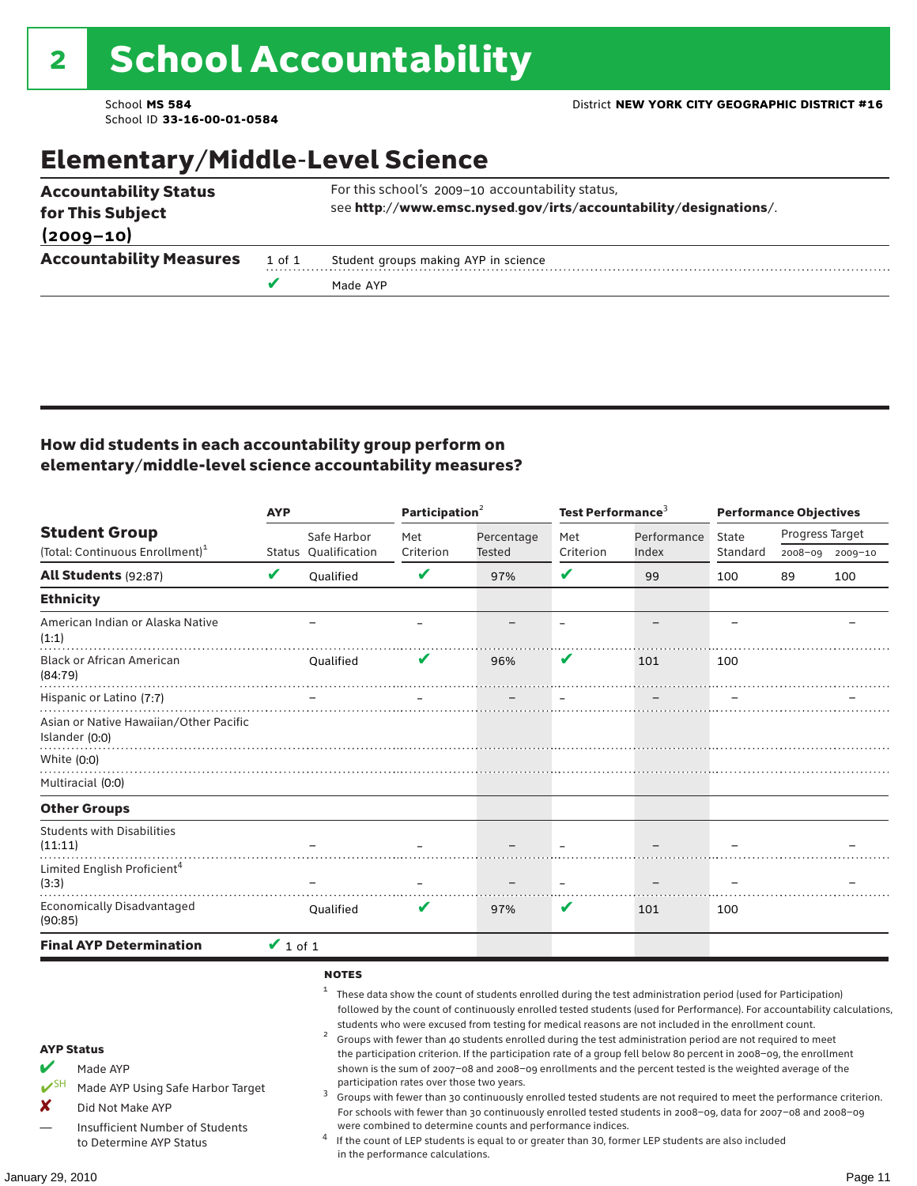# 2 School Accountability

School **MS 584**
School ID **33-16-00-01-0584**

District **NEW YORK CITY GEOGRAPHIC DISTRICT #16**

## Elementary/Middle-Level Science

| | | |
|---|---|---|
| **Accountability Status for This Subject (2009–10)** | | For this school's 2009–10 accountability status, see **http://www.emsc.nysed.gov/irts/accountability/designations/**. |
| **Accountability Measures** | 1 of 1 | Student groups making AYP in science |
| | ✔ | Made AYP |

### How did students in each accountability group perform on elementary/middle-level science accountability measures?

| Student Group (Total: Continuous Enrollment)[1] | AYP Status | AYP Safe Harbor Qualification | Participation[2] Met Criterion | Participation[2] Percentage Tested | Test Performance[3] Met Criterion | Test Performance[3] Performance Index | Performance Objectives State Standard | Progress Target 2008–09 | Progress Target 2009–10 |
|---|---|---|---|---|---|---|---|---|---|
| **All Students** (92:87) | ✔ | Qualified | ✔ | 97% | ✔ | 99 | 100 | 89 | 100 |
| **Ethnicity** | | | | | | | | | |
| American Indian or Alaska Native (1:1) | | – | – | – | – | – | – | | – |
| Black or African American (84:79) | | Qualified | ✔ | 96% | ✔ | 101 | 100 | | |
| Hispanic or Latino (7:7) | | – | – | – | – | – | – | | – |
| Asian or Native Hawaiian/Other Pacific Islander (0:0) | | | | | | | | | |
| White (0:0) | | | | | | | | | |
| Multiracial (0:0) | | | | | | | | | |
| **Other Groups** | | | | | | | | | |
| Students with Disabilities (11:11) | | – | – | – | – | – | – | | – |
| Limited English Proficient[4] (3:3) | | – | – | – | – | – | – | | – |
| Economically Disadvantaged (90:85) | | Qualified | ✔ | 97% | ✔ | 101 | 100 | | |
| **Final AYP Determination** | ✔ 1 of 1 | | | | | | | | |

**AYP Status**

- ✔ Made AYP
- ✔SH Made AYP Using Safe Harbor Target
- ✘ Did Not Make AYP
- — Insufficient Number of Students to Determine AYP Status

**NOTES**

1. These data show the count of students enrolled during the test administration period (used for Participation) followed by the count of continuously enrolled tested students (used for Performance). For accountability calculations, students who were excused from testing for medical reasons are not included in the enrollment count.
2. Groups with fewer than 40 students enrolled during the test administration period are not required to meet the participation criterion. If the participation rate of a group fell below 80 percent in 2008–09, the enrollment shown is the sum of 2007–08 and 2008–09 enrollments and the percent tested is the weighted average of the participation rates over those two years.
3. Groups with fewer than 30 continuously enrolled tested students are not required to meet the performance criterion. For schools with fewer than 30 continuously enrolled tested students in 2008–09, data for 2007–08 and 2008–09 were combined to determine counts and performance indices.
4. If the count of LEP students is equal to or greater than 30, former LEP students are also included in the performance calculations.

January 29, 2010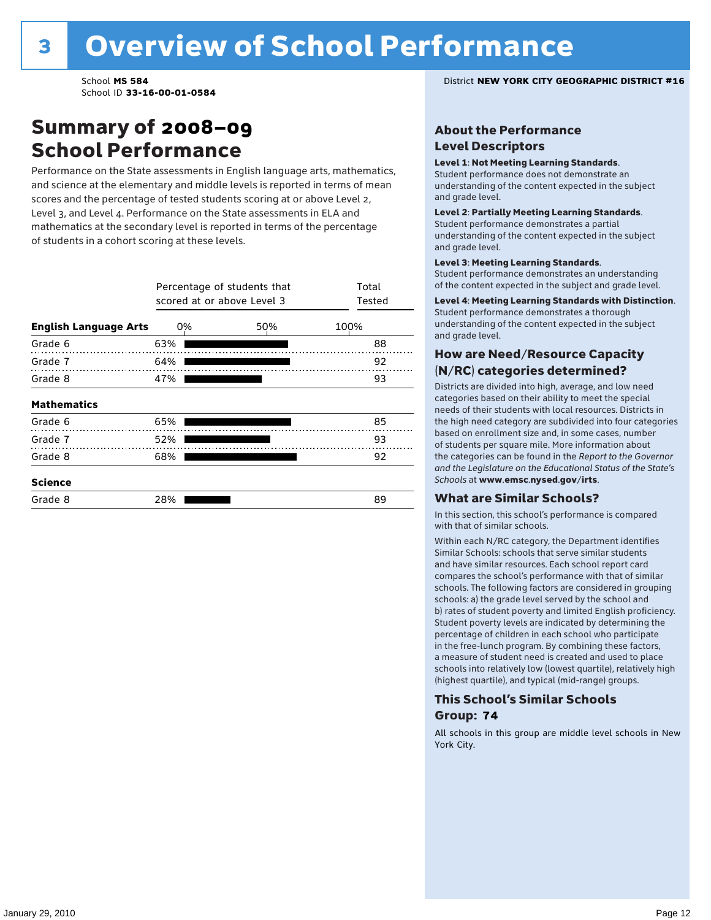# 3 Overview of School Performance

School **MS 584**
School ID **33-16-00-01-0584**

District **NEW YORK CITY GEOGRAPHIC DISTRICT #16**

## Summary of 2008–09 School Performance

Performance on the State assessments in English language arts, mathematics, and science at the elementary and middle levels is reported in terms of mean scores and the percentage of tested students scoring at or above Level 2, Level 3, and Level 4. Performance on the State assessments in ELA and mathematics at the secondary level is reported in terms of the percentage of students in a cohort scoring at these levels.

| | Percentage of students that scored at or above Level 3 | Total Tested |
|---|---|---|
| **English Language Arts** | | |
| Grade 6 | 63% | 88 |
| Grade 7 | 64% | 92 |
| Grade 8 | 47% | 93 |
| **Mathematics** | | |
| Grade 6 | 65% | 85 |
| Grade 7 | 52% | 93 |
| Grade 8 | 68% | 92 |
| **Science** | | |
| Grade 8 | 28% | 89 |

## About the Performance Level Descriptors

**Level 1**: **Not Meeting Learning Standards**. Student performance does not demonstrate an understanding of the content expected in the subject and grade level.

**Level 2**: **Partially Meeting Learning Standards**. Student performance demonstrates a partial understanding of the content expected in the subject and grade level.

**Level 3**: **Meeting Learning Standards**. Student performance demonstrates an understanding of the content expected in the subject and grade level.

**Level 4**: **Meeting Learning Standards with Distinction**. Student performance demonstrates a thorough understanding of the content expected in the subject and grade level.

## How are Need/Resource Capacity (N/RC) categories determined?

Districts are divided into high, average, and low need categories based on their ability to meet the special needs of their students with local resources. Districts in the high need category are subdivided into four categories based on enrollment size and, in some cases, number of students per square mile. More information about the categories can be found in the *Report to the Governor and the Legislature on the Educational Status of the State's Schools* at **www.emsc.nysed.gov/irts**.

## What are Similar Schools?

In this section, this school's performance is compared with that of similar schools.

Within each N/RC category, the Department identifies Similar Schools: schools that serve similar students and have similar resources. Each school report card compares the school's performance with that of similar schools. The following factors are considered in grouping schools: a) the grade level served by the school and b) rates of student poverty and limited English proficiency. Student poverty levels are indicated by determining the percentage of children in each school who participate in the free-lunch program. By combining these factors, a measure of student need is created and used to place schools into relatively low (lowest quartile), relatively high (highest quartile), and typical (mid-range) groups.

## This School's Similar Schools Group: 74

All schools in this group are middle level schools in New York City.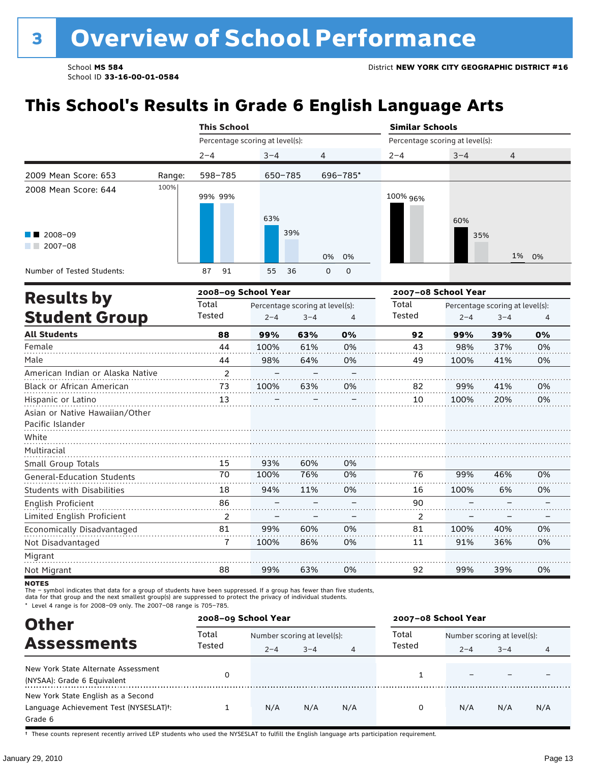# 3 Overview of School Performance

School **MS 584**
School ID **33-16-00-01-0584**

District **NEW YORK CITY GEOGRAPHIC DISTRICT #16**

## This School's Results in Grade 6 English Language Arts

| | | This School | | | Similar Schools | | |
|---|---|---|---|---|---|---|---|
| | | Percentage scoring at level(s): | | | Percentage scoring at level(s): | | |
| | | 2–4 | 3–4 | 4 | 2–4 | 3–4 | 4 |
| 2009 Mean Score: 653 | Range: | 598–785 | 650–785 | 696–785* | | | |
| 2008 Mean Score: 644 | 2008–09 | 99% | 63% | 0% | 100% | 60% | 1% |
| | 2007–08 | 99% | 39% | 0% | 96% | 35% | 0% |
| Number of Tested Students: | 2008–09 | 87 | 55 | 0 | | | |
| | 2007–08 | 91 | 36 | 0 | | | |

## Results by Student Group

| | 2008–09 School Year | | | | 2007–08 School Year | | | |
|---|---|---|---|---|---|---|---|---|
| | Total Tested | Percentage scoring at level(s): 2–4 | 3–4 | 4 | Total Tested | Percentage scoring at level(s): 2–4 | 3–4 | 4 |
| **All Students** | **88** | **99%** | **63%** | **0%** | **92** | **99%** | **39%** | **0%** |
| Female | 44 | 100% | 61% | 0% | 43 | 98% | 37% | 0% |
| Male | 44 | 98% | 64% | 0% | 49 | 100% | 41% | 0% |
| American Indian or Alaska Native | 2 | – | – | – | | | | |
| Black or African American | 73 | 100% | 63% | 0% | 82 | 99% | 41% | 0% |
| Hispanic or Latino | 13 | – | – | – | 10 | 100% | 20% | 0% |
| Asian or Native Hawaiian/Other Pacific Islander | | | | | | | | |
| White | | | | | | | | |
| Multiracial | | | | | | | | |
| Small Group Totals | 15 | 93% | 60% | 0% | | | | |
| General-Education Students | 70 | 100% | 76% | 0% | 76 | 99% | 46% | 0% |
| Students with Disabilities | 18 | 94% | 11% | 0% | 16 | 100% | 6% | 0% |
| English Proficient | 86 | – | – | – | 90 | – | – | – |
| Limited English Proficient | 2 | – | – | – | 2 | – | – | – |
| Economically Disadvantaged | 81 | 99% | 60% | 0% | 81 | 100% | 40% | 0% |
| Not Disadvantaged | 7 | 100% | 86% | 0% | 11 | 91% | 36% | 0% |
| Migrant | | | | | | | | |
| Not Migrant | 88 | 99% | 63% | 0% | 92 | 99% | 39% | 0% |

**NOTES**

The – symbol indicates that data for a group of students have been suppressed. If a group has fewer than five students, data for that group and the next smallest group(s) are suppressed to protect the privacy of individual students.

\* Level 4 range is for 2008–09 only. The 2007–08 range is 705–785.

## Other Assessments

| | 2008–09 School Year | | | | 2007–08 School Year | | | |
|---|---|---|---|---|---|---|---|---|
| | Total Tested | Number scoring at level(s): 2–4 | 3–4 | 4 | Total Tested | Number scoring at level(s): 2–4 | 3–4 | 4 |
| New York State Alternate Assessment (NYSAA): Grade 6 Equivalent | 0 | | | | 1 | – | – | – |
| New York State English as a Second Language Achievement Test (NYSESLAT)†: Grade 6 | 1 | N/A | N/A | N/A | 0 | N/A | N/A | N/A |

† These counts represent recently arrived LEP students who used the NYSESLAT to fulfill the English language arts participation requirement.

January 29, 2010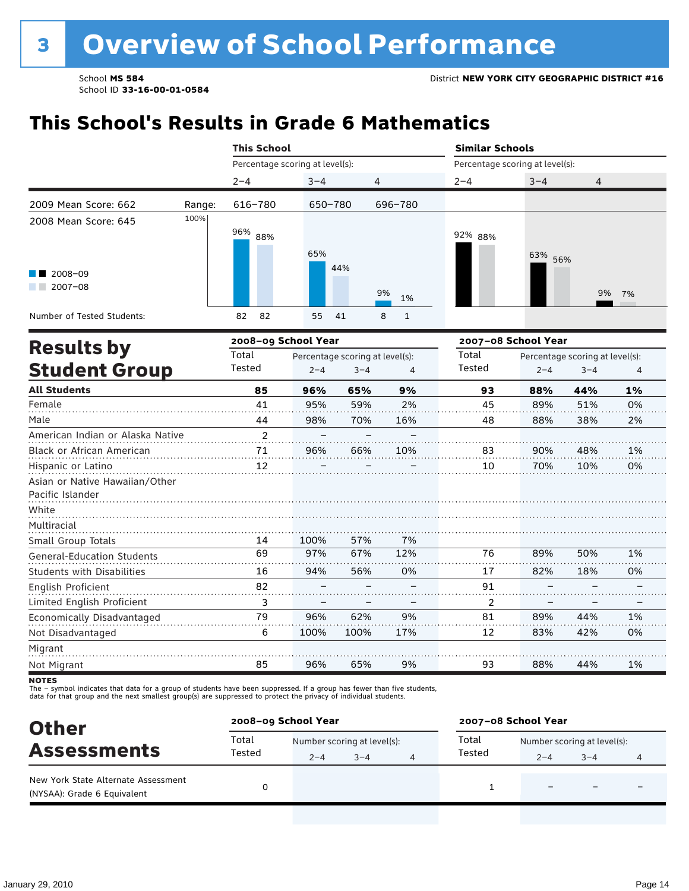# 3 Overview of School Performance

School **MS 584**
School ID **33-16-00-01-0584**

District **NEW YORK CITY GEOGRAPHIC DISTRICT #16**

## This School's Results in Grade 6 Mathematics

| | | This School | | | Similar Schools | | |
|---|---|---|---|---|---|---|---|
| | | Percentage scoring at level(s): | | | Percentage scoring at level(s): | | |
| | | 2–4 | 3–4 | 4 | 2–4 | 3–4 | 4 |
| 2009 Mean Score: 662 | Range: | 616–780 | 650–780 | 696–780 | | | |
| 2008 Mean Score: 645 | 2008–09 | 96% | 65% | 9% | 92% | 63% | 9% |
| | 2007–08 | 88% | 44% | 1% | 88% | 56% | 7% |
| Number of Tested Students: | 2008–09 | 82 | 55 | 8 | | | |
| | 2007–08 | 82 | 41 | 1 | | | |

## Results by Student Group

| | 2008–09 School Year | | | | 2007–08 School Year | | | |
|---|---|---|---|---|---|---|---|---|
| | Total Tested | Percentage scoring at level(s): 2–4 | 3–4 | 4 | Total Tested | Percentage scoring at level(s): 2–4 | 3–4 | 4 |
| **All Students** | **85** | **96%** | **65%** | **9%** | **93** | **88%** | **44%** | **1%** |
| Female | 41 | 95% | 59% | 2% | 45 | 89% | 51% | 0% |
| Male | 44 | 98% | 70% | 16% | 48 | 88% | 38% | 2% |
| American Indian or Alaska Native | 2 | – | – | – | | | | |
| Black or African American | 71 | 96% | 66% | 10% | 83 | 90% | 48% | 1% |
| Hispanic or Latino | 12 | – | – | – | 10 | 70% | 10% | 0% |
| Asian or Native Hawaiian/Other Pacific Islander | | | | | | | | |
| White | | | | | | | | |
| Multiracial | | | | | | | | |
| Small Group Totals | 14 | 100% | 57% | 7% | | | | |
| General-Education Students | 69 | 97% | 67% | 12% | 76 | 89% | 50% | 1% |
| Students with Disabilities | 16 | 94% | 56% | 0% | 17 | 82% | 18% | 0% |
| English Proficient | 82 | – | – | – | 91 | – | – | – |
| Limited English Proficient | 3 | – | – | – | 2 | – | – | – |
| Economically Disadvantaged | 79 | 96% | 62% | 9% | 81 | 89% | 44% | 1% |
| Not Disadvantaged | 6 | 100% | 100% | 17% | 12 | 83% | 42% | 0% |
| Migrant | | | | | | | | |
| Not Migrant | 85 | 96% | 65% | 9% | 93 | 88% | 44% | 1% |

**NOTES**
The – symbol indicates that data for a group of students have been suppressed. If a group has fewer than five students, data for that group and the next smallest group(s) are suppressed to protect the privacy of individual students.

## Other Assessments

| | 2008–09 School Year | | | | 2007–08 School Year | | | |
|---|---|---|---|---|---|---|---|---|
| | Total Tested | Number scoring at level(s): 2–4 | 3–4 | 4 | Total Tested | Number scoring at level(s): 2–4 | 3–4 | 4 |
| New York State Alternate Assessment (NYSAA): Grade 6 Equivalent | 0 | | | | 1 | – | – | – |

January 29, 2010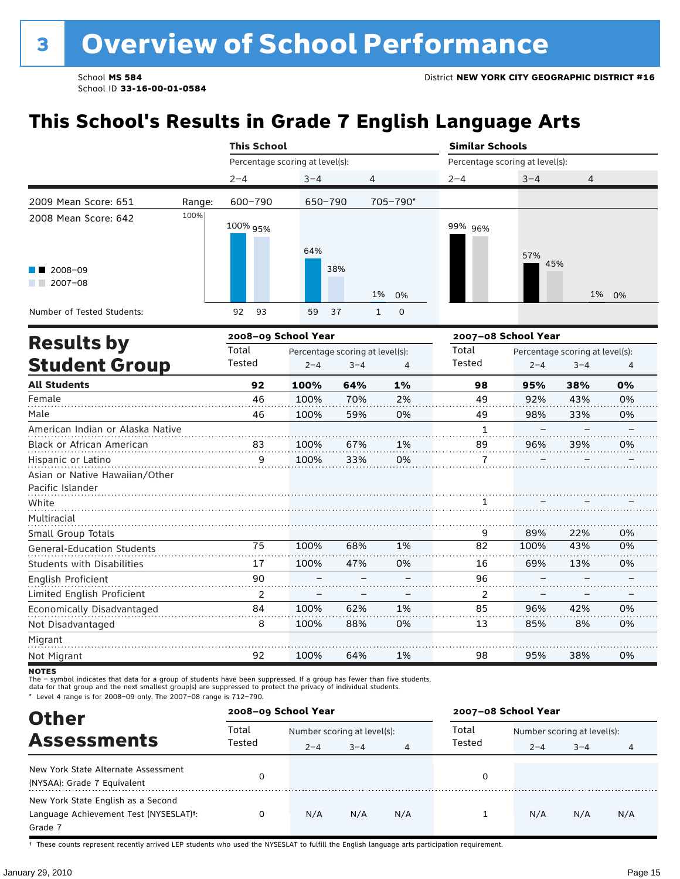# 3 Overview of School Performance

School **MS 584**
School ID **33-16-00-01-0584**

District **NEW YORK CITY GEOGRAPHIC DISTRICT #16**

## This School's Results in Grade 7 English Language Arts

| | | This School | | | Similar Schools | | |
|---|---|---|---|---|---|---|---|
| | | Percentage scoring at level(s): | | | Percentage scoring at level(s): | | |
| | | 2–4 | 3–4 | 4 | 2–4 | 3–4 | 4 |
| 2009 Mean Score: 651 | Range: | 600–790 | 650–790 | 705–790* | | | |
| 2008 Mean Score: 642 | 2008–09 | 100% | 64% | 1% | 99% | 57% | 1% |
| | 2007–08 | 95% | 38% | 0% | 96% | 45% | 0% |
| Number of Tested Students: | 2008–09 | 92 | 59 | 1 | | | |
| | 2007–08 | 93 | 37 | 0 | | | |

## Results by Student Group

| | 2008–09 School Year | | | | 2007–08 School Year | | | |
|---|---|---|---|---|---|---|---|---|
| | Total Tested | Percentage scoring at level(s): 2–4 | 3–4 | 4 | Total Tested | Percentage scoring at level(s): 2–4 | 3–4 | 4 |
| **All Students** | **92** | **100%** | **64%** | **1%** | **98** | **95%** | **38%** | **0%** |
| Female | 46 | 100% | 70% | 2% | 49 | 92% | 43% | 0% |
| Male | 46 | 100% | 59% | 0% | 49 | 98% | 33% | 0% |
| American Indian or Alaska Native | | | | | 1 | – | – | – |
| Black or African American | 83 | 100% | 67% | 1% | 89 | 96% | 39% | 0% |
| Hispanic or Latino | 9 | 100% | 33% | 0% | 7 | – | – | – |
| Asian or Native Hawaiian/Other Pacific Islander | | | | | | | | |
| White | | | | | 1 | – | – | – |
| Multiracial | | | | | | | | |
| Small Group Totals | | | | | 9 | 89% | 22% | 0% |
| General-Education Students | 75 | 100% | 68% | 1% | 82 | 100% | 43% | 0% |
| Students with Disabilities | 17 | 100% | 47% | 0% | 16 | 69% | 13% | 0% |
| English Proficient | 90 | – | – | – | 96 | – | – | – |
| Limited English Proficient | 2 | – | – | – | 2 | – | – | – |
| Economically Disadvantaged | 84 | 100% | 62% | 1% | 85 | 96% | 42% | 0% |
| Not Disadvantaged | 8 | 100% | 88% | 0% | 13 | 85% | 8% | 0% |
| Migrant | | | | | | | | |
| Not Migrant | 92 | 100% | 64% | 1% | 98 | 95% | 38% | 0% |

**NOTES**

The – symbol indicates that data for a group of students have been suppressed. If a group has fewer than five students, data for that group and the next smallest group(s) are suppressed to protect the privacy of individual students.

\* Level 4 range is for 2008–09 only. The 2007–08 range is 712–790.

## Other Assessments

| | 2008–09 School Year | | | | 2007–08 School Year | | | |
|---|---|---|---|---|---|---|---|---|
| | Total Tested | Number scoring at level(s): 2–4 | 3–4 | 4 | Total Tested | Number scoring at level(s): 2–4 | 3–4 | 4 |
| New York State Alternate Assessment (NYSAA): Grade 7 Equivalent | 0 | | | | 0 | | | |
| New York State English as a Second Language Achievement Test (NYSESLAT)†: Grade 7 | 0 | N/A | N/A | N/A | 1 | N/A | N/A | N/A |

† These counts represent recently arrived LEP students who used the NYSESLAT to fulfill the English language arts participation requirement.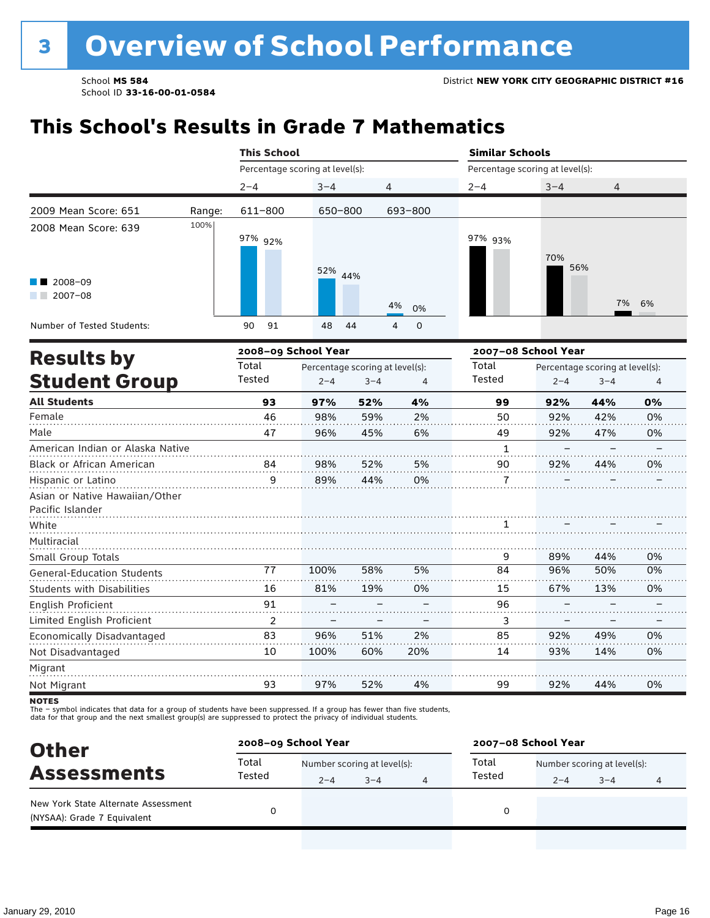# 3 Overview of School Performance

School **MS 584**
School ID **33-16-00-01-0584**

District **NEW YORK CITY GEOGRAPHIC DISTRICT #16**

## This School's Results in Grade 7 Mathematics

| | | This School | | | Similar Schools | | |
|---|---|---|---|---|---|---|---|
| | | Percentage scoring at level(s): | | | Percentage scoring at level(s): | | |
| | | 2–4 | 3–4 | 4 | 2–4 | 3–4 | 4 |
| 2009 Mean Score: 651 | Range: | 611–800 | 650–800 | 693–800 | | | |
| 2008 Mean Score: 639 | 2008–09 | 97% | 52% | 4% | 97% | 70% | 7% |
| | 2007–08 | 92% | 44% | 0% | 93% | 56% | 6% |
| Number of Tested Students: | 2008–09 | 90 | 48 | 4 | | | |
| | 2007–08 | 91 | 44 | 0 | | | |

## Results by Student Group

| | 2008–09 School Year | | | | 2007–08 School Year | | | |
|---|---|---|---|---|---|---|---|---|
| | Total Tested | Percentage scoring at level(s): 2–4 | 3–4 | 4 | Total Tested | Percentage scoring at level(s): 2–4 | 3–4 | 4 |
| **All Students** | **93** | **97%** | **52%** | **4%** | **99** | **92%** | **44%** | **0%** |
| Female | 46 | 98% | 59% | 2% | 50 | 92% | 42% | 0% |
| Male | 47 | 96% | 45% | 6% | 49 | 92% | 47% | 0% |
| American Indian or Alaska Native | | | | | 1 | – | – | – |
| Black or African American | 84 | 98% | 52% | 5% | 90 | 92% | 44% | 0% |
| Hispanic or Latino | 9 | 89% | 44% | 0% | 7 | – | – | – |
| Asian or Native Hawaiian/Other Pacific Islander | | | | | | | | |
| White | | | | | 1 | – | – | – |
| Multiracial | | | | | | | | |
| Small Group Totals | | | | | 9 | 89% | 44% | 0% |
| General-Education Students | 77 | 100% | 58% | 5% | 84 | 96% | 50% | 0% |
| Students with Disabilities | 16 | 81% | 19% | 0% | 15 | 67% | 13% | 0% |
| English Proficient | 91 | – | – | – | 96 | – | – | – |
| Limited English Proficient | 2 | – | – | – | 3 | – | – | – |
| Economically Disadvantaged | 83 | 96% | 51% | 2% | 85 | 92% | 49% | 0% |
| Not Disadvantaged | 10 | 100% | 60% | 20% | 14 | 93% | 14% | 0% |
| Migrant | | | | | | | | |
| Not Migrant | 93 | 97% | 52% | 4% | 99 | 92% | 44% | 0% |

**NOTES**
The – symbol indicates that data for a group of students have been suppressed. If a group has fewer than five students, data for that group and the next smallest group(s) are suppressed to protect the privacy of individual students.

## Other Assessments

| | 2008–09 School Year | | | | 2007–08 School Year | | | |
|---|---|---|---|---|---|---|---|---|
| | Total Tested | Number scoring at level(s): 2–4 | 3–4 | 4 | Total Tested | Number scoring at level(s): 2–4 | 3–4 | 4 |
| New York State Alternate Assessment (NYSAA): Grade 7 Equivalent | 0 | | | | 0 | | | |

January 29, 2010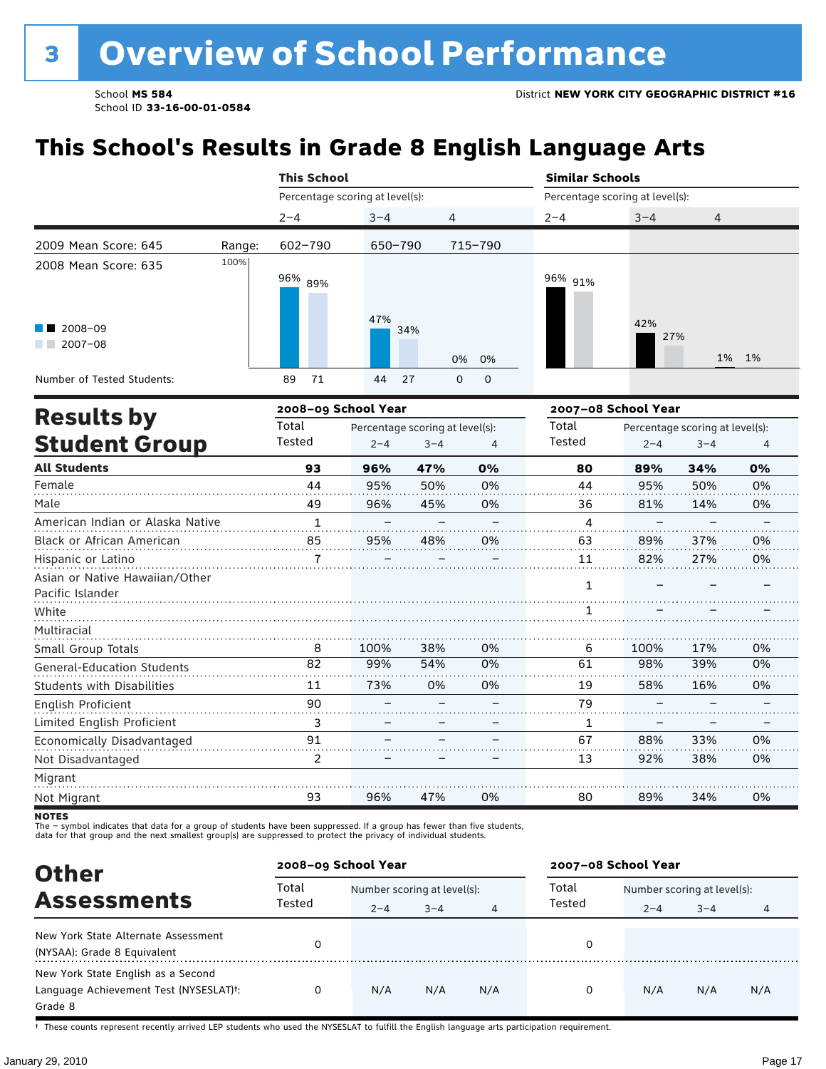# 3 Overview of School Performance

School **MS 584**
School ID **33-16-00-01-0584**

District **NEW YORK CITY GEOGRAPHIC DISTRICT #16**

## This School's Results in Grade 8 English Language Arts

| | | This School | | | Similar Schools | | |
|---|---|---|---|---|---|---|---|
| | | Percentage scoring at level(s): | | | Percentage scoring at level(s): | | |
| | | 2–4 | 3–4 | 4 | 2–4 | 3–4 | 4 |
| 2009 Mean Score: 645 | Range: | 602–790 | 650–790 | 715–790 | | | |
| 2008 Mean Score: 635 | | | | | | | |
| 2008–09 | | 96% | 47% | 0% | 96% | 42% | 1% |
| 2007–08 | | 89% | 34% | 0% | 91% | 27% | 1% |
| Number of Tested Students: 2008–09 | | 89 | 44 | 0 | | | |
| Number of Tested Students: 2007–08 | | 71 | 27 | 0 | | | |

## Results by Student Group

| | 2008–09 School Year | | | | 2007–08 School Year | | | |
|---|---|---|---|---|---|---|---|---|
| | Total Tested | Percentage scoring at level(s): 2–4 | 3–4 | 4 | Total Tested | Percentage scoring at level(s): 2–4 | 3–4 | 4 |
| **All Students** | **93** | **96%** | **47%** | **0%** | **80** | **89%** | **34%** | **0%** |
| Female | 44 | 95% | 50% | 0% | 44 | 95% | 50% | 0% |
| Male | 49 | 96% | 45% | 0% | 36 | 81% | 14% | 0% |
| American Indian or Alaska Native | 1 | – | – | – | 4 | – | – | – |
| Black or African American | 85 | 95% | 48% | 0% | 63 | 89% | 37% | 0% |
| Hispanic or Latino | 7 | – | – | – | 11 | 82% | 27% | 0% |
| Asian or Native Hawaiian/Other Pacific Islander | | | | | 1 | – | – | – |
| White | | | | | 1 | – | – | – |
| Multiracial | | | | | | | | |
| Small Group Totals | 8 | 100% | 38% | 0% | 6 | 100% | 17% | 0% |
| General-Education Students | 82 | 99% | 54% | 0% | 61 | 98% | 39% | 0% |
| Students with Disabilities | 11 | 73% | 0% | 0% | 19 | 58% | 16% | 0% |
| English Proficient | 90 | – | – | – | 79 | – | – | – |
| Limited English Proficient | 3 | – | – | – | 1 | – | – | – |
| Economically Disadvantaged | 91 | – | – | – | 67 | 88% | 33% | 0% |
| Not Disadvantaged | 2 | – | – | – | 13 | 92% | 38% | 0% |
| Migrant | | | | | | | | |
| Not Migrant | 93 | 96% | 47% | 0% | 80 | 89% | 34% | 0% |

**NOTES**
The – symbol indicates that data for a group of students have been suppressed. If a group has fewer than five students, data for that group and the next smallest group(s) are suppressed to protect the privacy of individual students.

## Other Assessments

| | 2008–09 School Year | | | | 2007–08 School Year | | | |
|---|---|---|---|---|---|---|---|---|
| | Total Tested | Number scoring at level(s): 2–4 | 3–4 | 4 | Total Tested | Number scoring at level(s): 2–4 | 3–4 | 4 |
| New York State Alternate Assessment (NYSAA): Grade 8 Equivalent | 0 | | | | 0 | | | |
| New York State English as a Second Language Achievement Test (NYSESLAT)†: Grade 8 | 0 | N/A | N/A | N/A | 0 | N/A | N/A | N/A |

† These counts represent recently arrived LEP students who used the NYSESLAT to fulfill the English language arts participation requirement.

January 29, 2010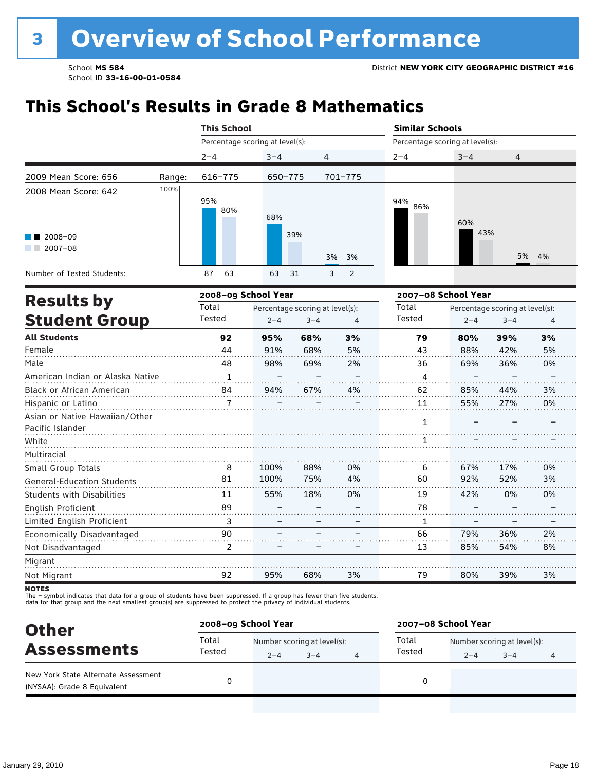# 3 Overview of School Performance

School **MS 584**
School ID **33-16-00-01-0584**

District **NEW YORK CITY GEOGRAPHIC DISTRICT #16**

## This School's Results in Grade 8 Mathematics

| | | This School | | | Similar Schools | | |
|---|---|---|---|---|---|---|---|
| | | Percentage scoring at level(s): | | | Percentage scoring at level(s): | | |
| | | 2–4 | 3–4 | 4 | 2–4 | 3–4 | 4 |
| 2009 Mean Score: 656 | Range: | 616–775 | 650–775 | 701–775 | | | |
| 2008 Mean Score: 642 | 2008–09 | 95% | 68% | 3% | 94% | 60% | 5% |
| | 2007–08 | 80% | 39% | 3% | 86% | 43% | 4% |
| Number of Tested Students: | 2008–09 | 87 | 63 | 3 | | | |
| | 2007–08 | 63 | 31 | 2 | | | |

## Results by Student Group

| | 2008–09 School Year | | | | 2007–08 School Year | | | |
|---|---|---|---|---|---|---|---|---|
| | Total Tested | Percentage scoring at level(s): 2–4 | 3–4 | 4 | Total Tested | Percentage scoring at level(s): 2–4 | 3–4 | 4 |
| **All Students** | **92** | **95%** | **68%** | **3%** | **79** | **80%** | **39%** | **3%** |
| Female | 44 | 91% | 68% | 5% | 43 | 88% | 42% | 5% |
| Male | 48 | 98% | 69% | 2% | 36 | 69% | 36% | 0% |
| American Indian or Alaska Native | 1 | – | – | – | 4 | – | – | – |
| Black or African American | 84 | 94% | 67% | 4% | 62 | 85% | 44% | 3% |
| Hispanic or Latino | 7 | – | – | – | 11 | 55% | 27% | 0% |
| Asian or Native Hawaiian/Other Pacific Islander | | | | | 1 | – | – | – |
| White | | | | | 1 | – | – | – |
| Multiracial | | | | | | | | |
| Small Group Totals | 8 | 100% | 88% | 0% | 6 | 67% | 17% | 0% |
| General-Education Students | 81 | 100% | 75% | 4% | 60 | 92% | 52% | 3% |
| Students with Disabilities | 11 | 55% | 18% | 0% | 19 | 42% | 0% | 0% |
| English Proficient | 89 | – | – | – | 78 | – | – | – |
| Limited English Proficient | 3 | – | – | – | 1 | – | – | – |
| Economically Disadvantaged | 90 | – | – | – | 66 | 79% | 36% | 2% |
| Not Disadvantaged | 2 | – | – | – | 13 | 85% | 54% | 8% |
| Migrant | | | | | | | | |
| Not Migrant | 92 | 95% | 68% | 3% | 79 | 80% | 39% | 3% |

**NOTES**
The – symbol indicates that data for a group of students have been suppressed. If a group has fewer than five students, data for that group and the next smallest group(s) are suppressed to protect the privacy of individual students.

## Other Assessments

| | 2008–09 School Year | | | | 2007–08 School Year | | | |
|---|---|---|---|---|---|---|---|---|
| | Total Tested | Number scoring at level(s): 2–4 | 3–4 | 4 | Total Tested | Number scoring at level(s): 2–4 | 3–4 | 4 |
| New York State Alternate Assessment (NYSAA): Grade 8 Equivalent | 0 | | | | 0 | | | |

January 29, 2010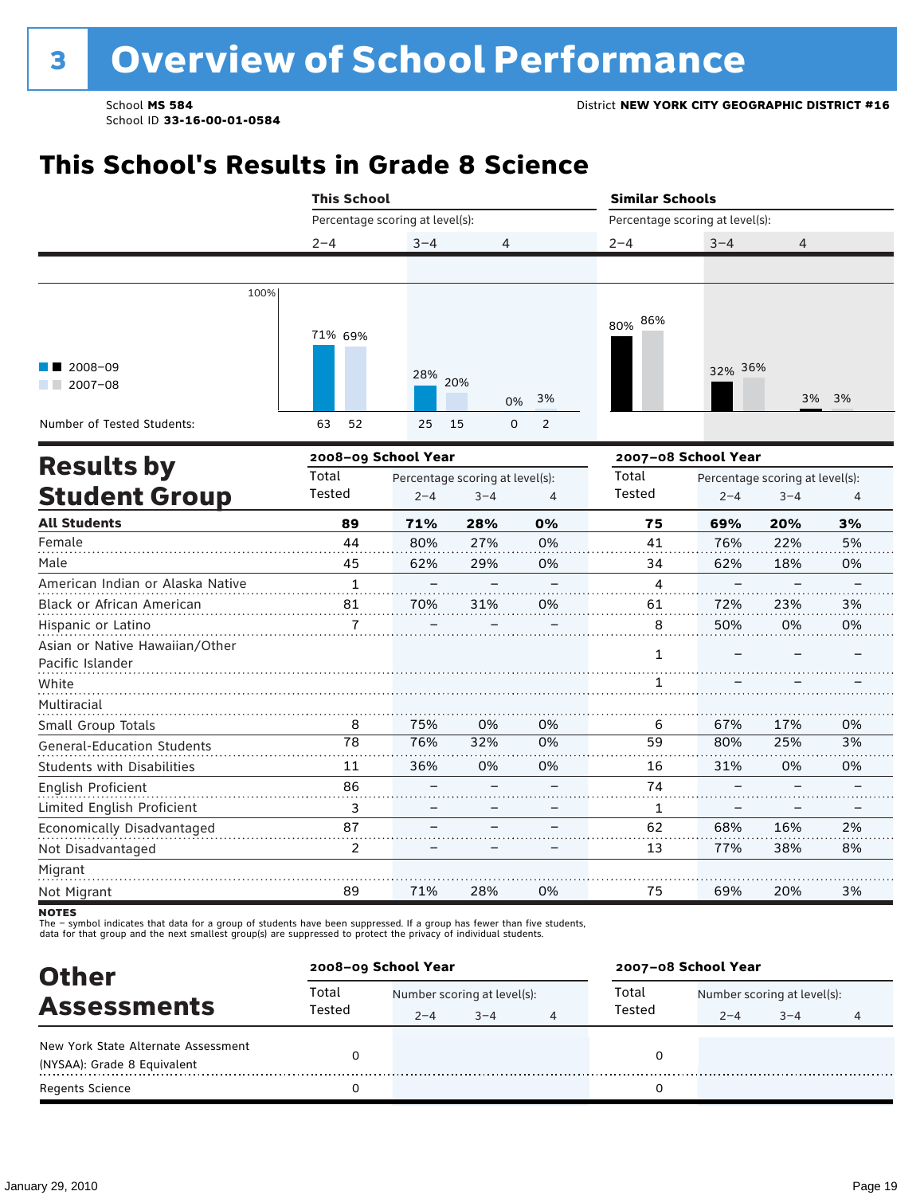# 3 Overview of School Performance

School **MS 584**
School ID **33-16-00-01-0584**

District **NEW YORK CITY GEOGRAPHIC DISTRICT #16**

## This School's Results in Grade 8 Science

**This School**
Percentage scoring at level(s):
2–4 3–4 4

**Similar Schools**
Percentage scoring at level(s):
2–4 3–4 4

100%

2008–09
2007–08

71% 69%
28% 20%
0% 3%

80% 86%
32% 36%
3% 3%

Number of Tested Students: 63 52 25 15 0 2

## Results by Student Group

| | 2008–09 School Year | | | | 2007–08 School Year | | | |
|---|---|---|---|---|---|---|---|---|
| | Total Tested | Percentage scoring at level(s): 2–4 | 3–4 | 4 | Total Tested | Percentage scoring at level(s): 2–4 | 3–4 | 4 |
| **All Students** | **89** | **71%** | **28%** | **0%** | **75** | **69%** | **20%** | **3%** |
| Female | 44 | 80% | 27% | 0% | 41 | 76% | 22% | 5% |
| Male | 45 | 62% | 29% | 0% | 34 | 62% | 18% | 0% |
| American Indian or Alaska Native | 1 | – | – | – | 4 | – | – | – |
| Black or African American | 81 | 70% | 31% | 0% | 61 | 72% | 23% | 3% |
| Hispanic or Latino | 7 | – | – | – | 8 | 50% | 0% | 0% |
| Asian or Native Hawaiian/Other Pacific Islander | | | | | 1 | – | – | – |
| White | | | | | 1 | – | – | – |
| Multiracial | | | | | | | | |
| Small Group Totals | 8 | 75% | 0% | 0% | 6 | 67% | 17% | 0% |
| General-Education Students | 78 | 76% | 32% | 0% | 59 | 80% | 25% | 3% |
| Students with Disabilities | 11 | 36% | 0% | 0% | 16 | 31% | 0% | 0% |
| English Proficient | 86 | – | – | – | 74 | – | – | – |
| Limited English Proficient | 3 | – | – | – | 1 | – | – | – |
| Economically Disadvantaged | 87 | – | – | – | 62 | 68% | 16% | 2% |
| Not Disadvantaged | 2 | – | – | – | 13 | 77% | 38% | 8% |
| Migrant | | | | | | | | |
| Not Migrant | 89 | 71% | 28% | 0% | 75 | 69% | 20% | 3% |

**NOTES**
The – symbol indicates that data for a group of students have been suppressed. If a group has fewer than five students, data for that group and the next smallest group(s) are suppressed to protect the privacy of individual students.

## Other Assessments

| | 2008–09 School Year | | | | 2007–08 School Year | | | |
|---|---|---|---|---|---|---|---|---|
| | Total Tested | Number scoring at level(s): 2–4 | 3–4 | 4 | Total Tested | Number scoring at level(s): 2–4 | 3–4 | 4 |
| New York State Alternate Assessment (NYSAA): Grade 8 Equivalent | 0 | | | | 0 | | | |
| Regents Science | 0 | | | | 0 | | | |

January 29, 2010